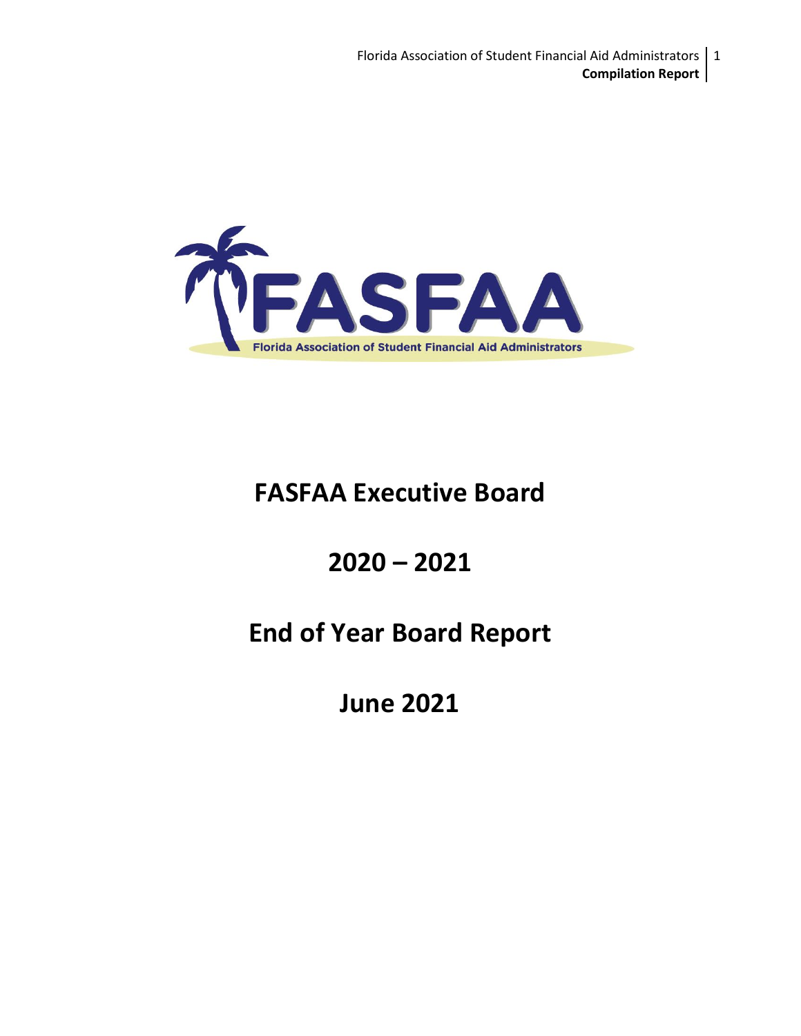# FASFAA Executive Board

# 2020 – 2021

# End of Year Board Report

# June 2021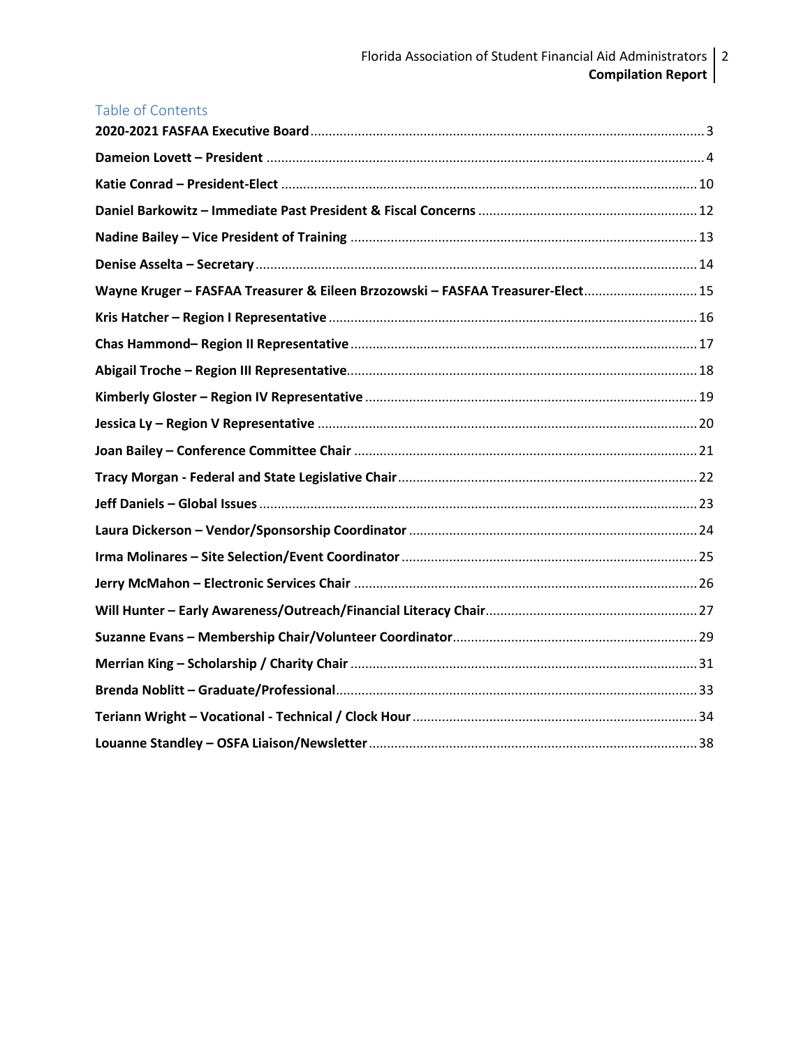## Table of Contents

**2020-2021 FASFAA Executive Board** ........ 3
**Dameion Lovett – President** ........ 4
**Katie Conrad – President-Elect** ........ 10
**Daniel Barkowitz – Immediate Past President & Fiscal Concerns** ........ 12
**Nadine Bailey – Vice President of Training** ........ 13
**Denise Asselta – Secretary** ........ 14
**Wayne Kruger – FASFAA Treasurer & Eileen Brzozowski – FASFAA Treasurer-Elect** ........ 15
**Kris Hatcher – Region I Representative** ........ 16
**Chas Hammond– Region II Representative** ........ 17
**Abigail Troche – Region III Representative** ........ 18
**Kimberly Gloster – Region IV Representative** ........ 19
**Jessica Ly – Region V Representative** ........ 20
**Joan Bailey – Conference Committee Chair** ........ 21
**Tracy Morgan - Federal and State Legislative Chair** ........ 22
**Jeff Daniels – Global Issues** ........ 23
**Laura Dickerson – Vendor/Sponsorship Coordinator** ........ 24
**Irma Molinares – Site Selection/Event Coordinator** ........ 25
**Jerry McMahon – Electronic Services Chair** ........ 26
**Will Hunter – Early Awareness/Outreach/Financial Literacy Chair** ........ 27
**Suzanne Evans – Membership Chair/Volunteer Coordinator** ........ 29
**Merrian King – Scholarship / Charity Chair** ........ 31
**Brenda Noblitt – Graduate/Professional** ........ 33
**Teriann Wright – Vocational - Technical / Clock Hour** ........ 34
**Louanne Standley – OSFA Liaison/Newsletter** ........ 38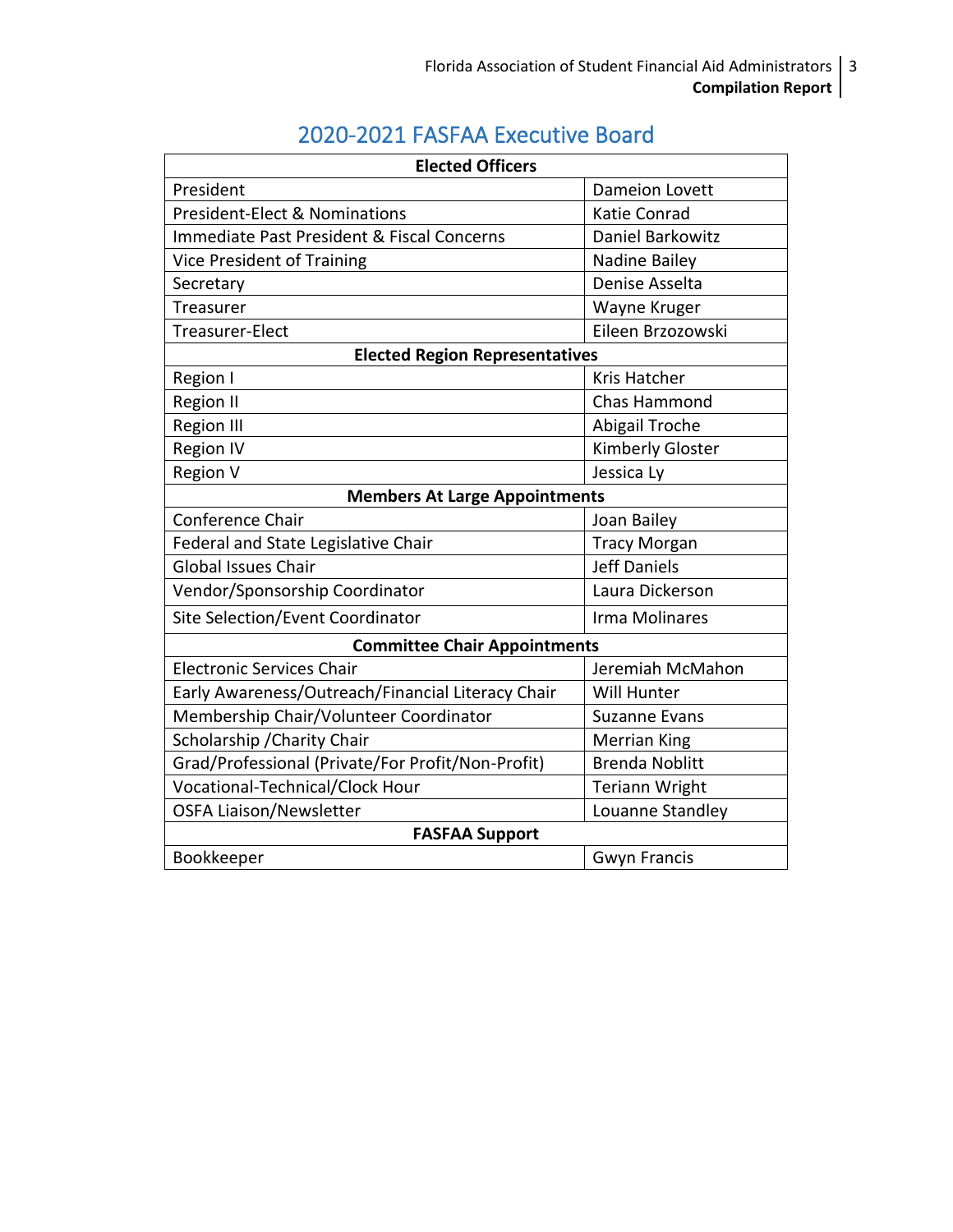## 2020-2021 FASFAA Executive Board

| **Elected Officers** | |
|---|---|
| President | Dameion Lovett |
| President-Elect & Nominations | Katie Conrad |
| Immediate Past President & Fiscal Concerns | Daniel Barkowitz |
| Vice President of Training | Nadine Bailey |
| Secretary | Denise Asselta |
| Treasurer | Wayne Kruger |
| Treasurer-Elect | Eileen Brzozowski |
| **Elected Region Representatives** | |
| Region I | Kris Hatcher |
| Region II | Chas Hammond |
| Region III | Abigail Troche |
| Region IV | Kimberly Gloster |
| Region V | Jessica Ly |
| **Members At Large Appointments** | |
| Conference Chair | Joan Bailey |
| Federal and State Legislative Chair | Tracy Morgan |
| Global Issues Chair | Jeff Daniels |
| Vendor/Sponsorship Coordinator | Laura Dickerson |
| Site Selection/Event Coordinator | Irma Molinares |
| **Committee Chair Appointments** | |
| Electronic Services Chair | Jeremiah McMahon |
| Early Awareness/Outreach/Financial Literacy Chair | Will Hunter |
| Membership Chair/Volunteer Coordinator | Suzanne Evans |
| Scholarship /Charity Chair | Merrian King |
| Grad/Professional (Private/For Profit/Non-Profit) | Brenda Noblitt |
| Vocational-Technical/Clock Hour | Teriann Wright |
| OSFA Liaison/Newsletter | Louanne Standley |
| **FASFAA Support** | |
| Bookkeeper | Gwyn Francis |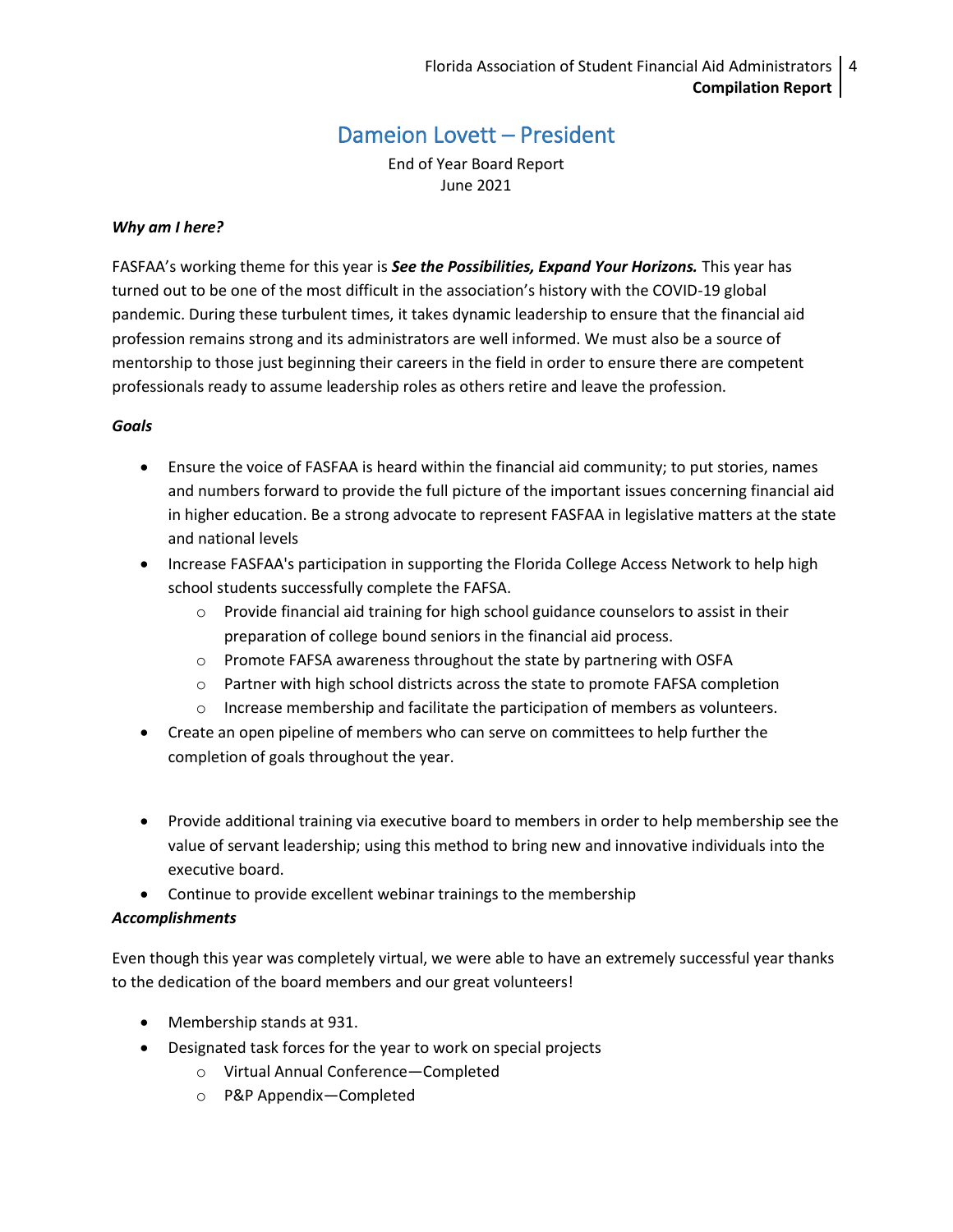## Dameion Lovett – President

End of Year Board Report
June 2021

***Why am I here?***

FASFAA's working theme for this year is ***See the Possibilities, Expand Your Horizons.*** This year has turned out to be one of the most difficult in the association's history with the COVID-19 global pandemic. During these turbulent times, it takes dynamic leadership to ensure that the financial aid profession remains strong and its administrators are well informed. We must also be a source of mentorship to those just beginning their careers in the field in order to ensure there are competent professionals ready to assume leadership roles as others retire and leave the profession.

***Goals***

- Ensure the voice of FASFAA is heard within the financial aid community; to put stories, names and numbers forward to provide the full picture of the important issues concerning financial aid in higher education. Be a strong advocate to represent FASFAA in legislative matters at the state and national levels
- Increase FASFAA's participation in supporting the Florida College Access Network to help high school students successfully complete the FAFSA.
    - Provide financial aid training for high school guidance counselors to assist in their preparation of college bound seniors in the financial aid process.
    - Promote FAFSA awareness throughout the state by partnering with OSFA
    - Partner with high school districts across the state to promote FAFSA completion
    - Increase membership and facilitate the participation of members as volunteers.
- Create an open pipeline of members who can serve on committees to help further the completion of goals throughout the year.
- Provide additional training via executive board to members in order to help membership see the value of servant leadership; using this method to bring new and innovative individuals into the executive board.
- Continue to provide excellent webinar trainings to the membership

***Accomplishments***

Even though this year was completely virtual, we were able to have an extremely successful year thanks to the dedication of the board members and our great volunteers!

- Membership stands at 931.
- Designated task forces for the year to work on special projects
    - Virtual Annual Conference—Completed
    - P&P Appendix—Completed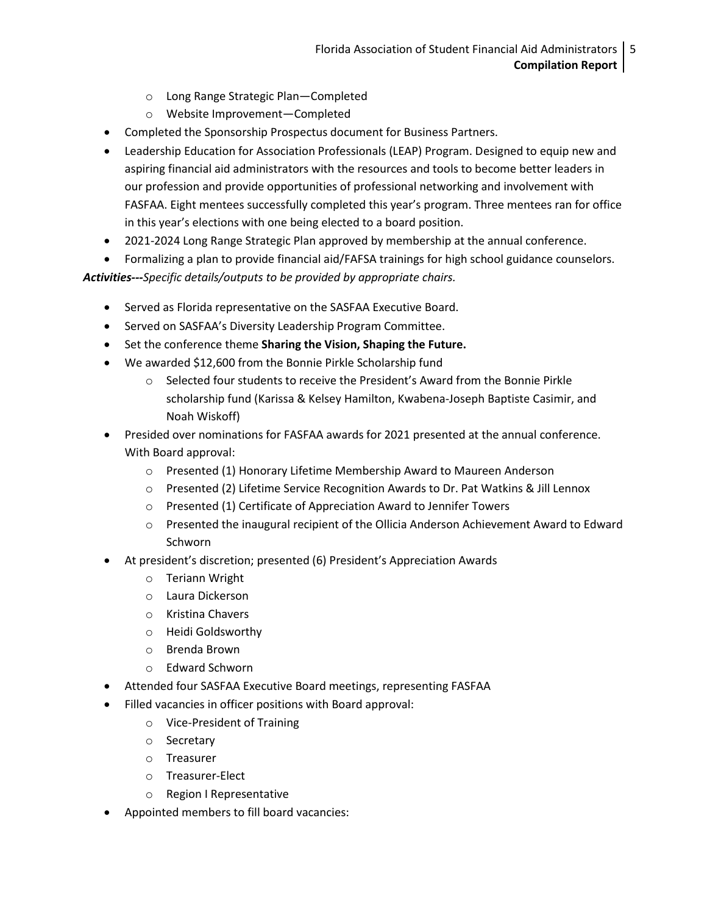- Long Range Strategic Plan—Completed
  - Website Improvement—Completed
- Completed the Sponsorship Prospectus document for Business Partners.
- Leadership Education for Association Professionals (LEAP) Program. Designed to equip new and aspiring financial aid administrators with the resources and tools to become better leaders in our profession and provide opportunities of professional networking and involvement with FASFAA. Eight mentees successfully completed this year's program. Three mentees ran for office in this year's elections with one being elected to a board position.
- 2021-2024 Long Range Strategic Plan approved by membership at the annual conference.
- Formalizing a plan to provide financial aid/FAFSA trainings for high school guidance counselors.

***Activities---****Specific details/outputs to be provided by appropriate chairs.*

- Served as Florida representative on the SASFAA Executive Board.
- Served on SASFAA's Diversity Leadership Program Committee.
- Set the conference theme **Sharing the Vision, Shaping the Future.**
- We awarded $12,600 from the Bonnie Pirkle Scholarship fund
  - Selected four students to receive the President's Award from the Bonnie Pirkle scholarship fund (Karissa & Kelsey Hamilton, Kwabena-Joseph Baptiste Casimir, and Noah Wiskoff)
- Presided over nominations for FASFAA awards for 2021 presented at the annual conference. With Board approval:
  - Presented (1) Honorary Lifetime Membership Award to Maureen Anderson
  - Presented (2) Lifetime Service Recognition Awards to Dr. Pat Watkins & Jill Lennox
  - Presented (1) Certificate of Appreciation Award to Jennifer Towers
  - Presented the inaugural recipient of the Ollicia Anderson Achievement Award to Edward Schworn
- At president's discretion; presented (6) President's Appreciation Awards
  - Teriann Wright
  - Laura Dickerson
  - Kristina Chavers
  - Heidi Goldsworthy
  - Brenda Brown
  - Edward Schworn
- Attended four SASFAA Executive Board meetings, representing FASFAA
- Filled vacancies in officer positions with Board approval:
  - Vice-President of Training
  - Secretary
  - Treasurer
  - Treasurer-Elect
  - Region I Representative
- Appointed members to fill board vacancies: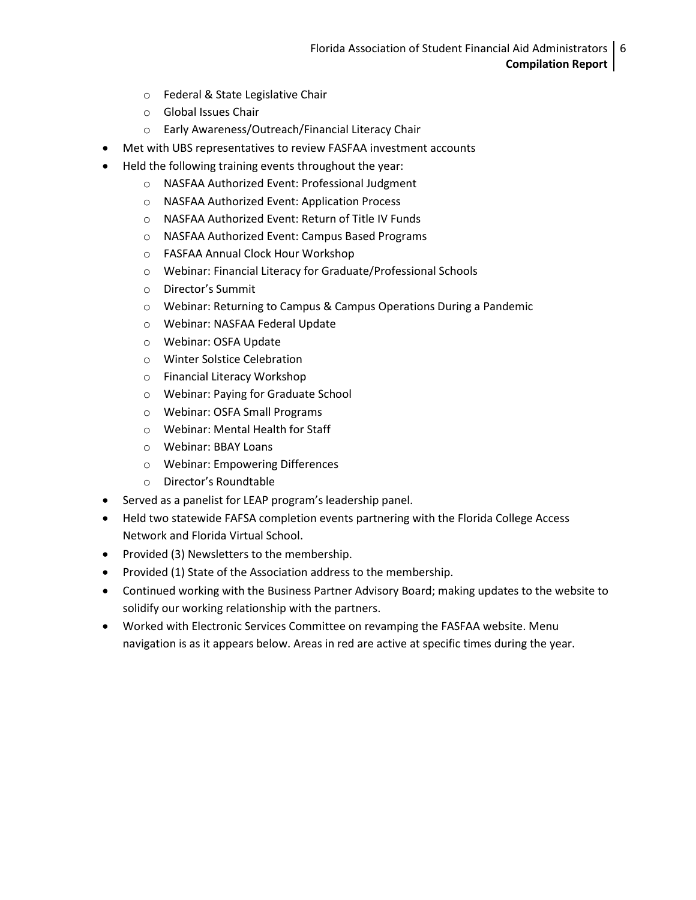- Federal & State Legislative Chair
    - Global Issues Chair
    - Early Awareness/Outreach/Financial Literacy Chair
- Met with UBS representatives to review FASFAA investment accounts
- Held the following training events throughout the year:
    - NASFAA Authorized Event: Professional Judgment
    - NASFAA Authorized Event: Application Process
    - NASFAA Authorized Event: Return of Title IV Funds
    - NASFAA Authorized Event: Campus Based Programs
    - FASFAA Annual Clock Hour Workshop
    - Webinar: Financial Literacy for Graduate/Professional Schools
    - Director's Summit
    - Webinar: Returning to Campus & Campus Operations During a Pandemic
    - Webinar: NASFAA Federal Update
    - Webinar: OSFA Update
    - Winter Solstice Celebration
    - Financial Literacy Workshop
    - Webinar: Paying for Graduate School
    - Webinar: OSFA Small Programs
    - Webinar: Mental Health for Staff
    - Webinar: BBAY Loans
    - Webinar: Empowering Differences
    - Director's Roundtable
- Served as a panelist for LEAP program's leadership panel.
- Held two statewide FAFSA completion events partnering with the Florida College Access Network and Florida Virtual School.
- Provided (3) Newsletters to the membership.
- Provided (1) State of the Association address to the membership.
- Continued working with the Business Partner Advisory Board; making updates to the website to solidify our working relationship with the partners.
- Worked with Electronic Services Committee on revamping the FASFAA website. Menu navigation is as it appears below. Areas in red are active at specific times during the year.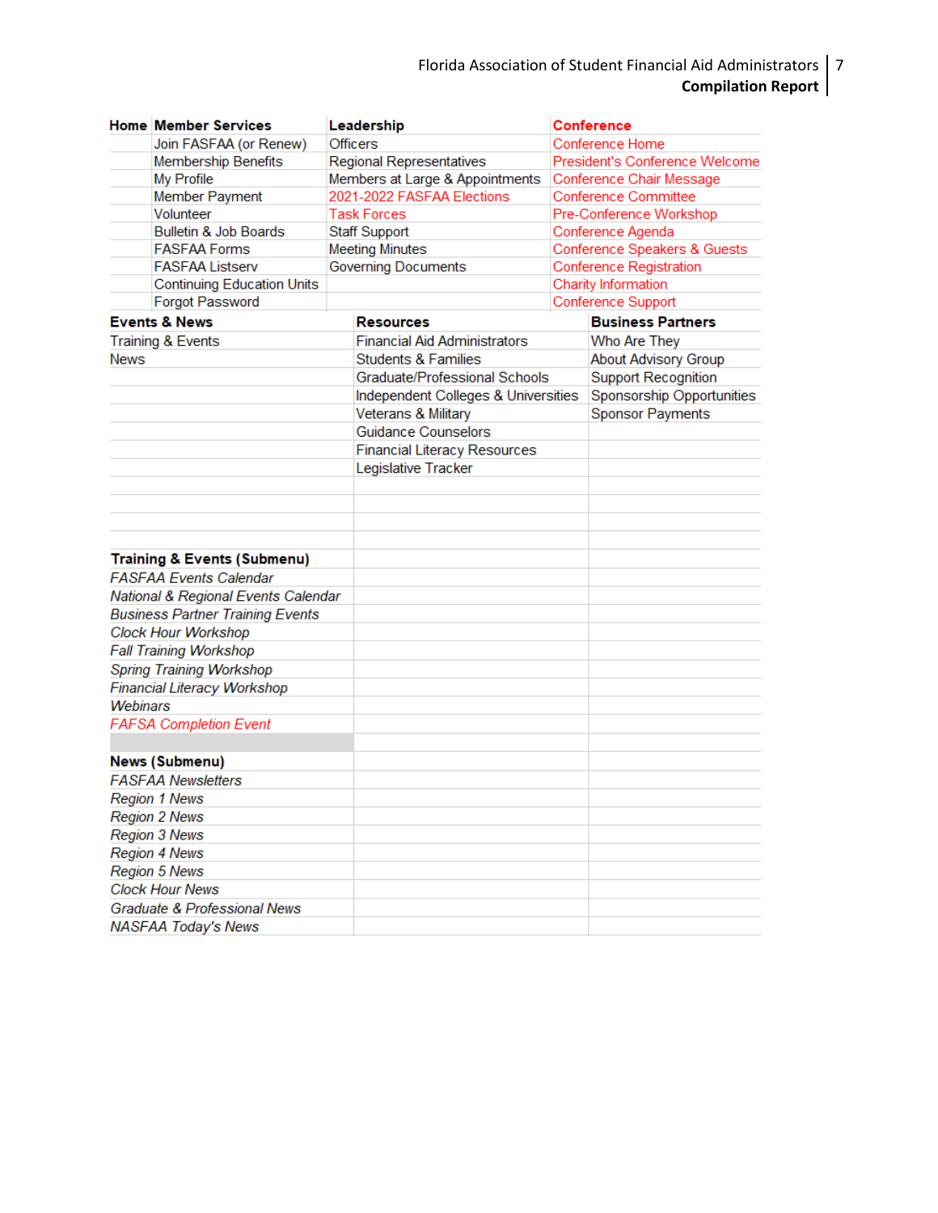| Home | Member Services | Leadership | Conference |
|---|---|---|---|
| | Join FASFAA (or Renew) | Officers | Conference Home |
| | Membership Benefits | Regional Representatives | President's Conference Welcome |
| | My Profile | Members at Large & Appointments | Conference Chair Message |
| | Member Payment | 2021-2022 FASFAA Elections | Conference Committee |
| | Volunteer | Task Forces | Pre-Conference Workshop |
| | Bulletin & Job Boards | Staff Support | Conference Agenda |
| | FASFAA Forms | Meeting Minutes | Conference Speakers & Guests |
| | FASFAA Listserv | Governing Documents | Conference Registration |
| | Continuing Education Units | | Charity Information |
| | Forgot Password | | Conference Support |

| Events & News | Resources | Business Partners |
|---|---|---|
| Training & Events | Financial Aid Administrators | Who Are They |
| News | Students & Families | About Advisory Group |
| | Graduate/Professional Schools | Support Recognition |
| | Independent Colleges & Universities | Sponsorship Opportunities |
| | Veterans & Military | Sponsor Payments |
| | Guidance Counselors | |
| | Financial Literacy Resources | |
| | Legislative Tracker | |

| Training & Events (Submenu) |
|---|
| *FASFAA Events Calendar* |
| *National & Regional Events Calendar* |
| *Business Partner Training Events* |
| *Clock Hour Workshop* |
| *Fall Training Workshop* |
| *Spring Training Workshop* |
| *Financial Literacy Workshop* |
| *Webinars* |
| *FAFSA Completion Event* |

| News (Submenu) |
|---|
| *FASFAA Newsletters* |
| *Region 1 News* |
| *Region 2 News* |
| *Region 3 News* |
| *Region 4 News* |
| *Region 5 News* |
| *Clock Hour News* |
| *Graduate & Professional News* |
| *NASFAA Today's News* |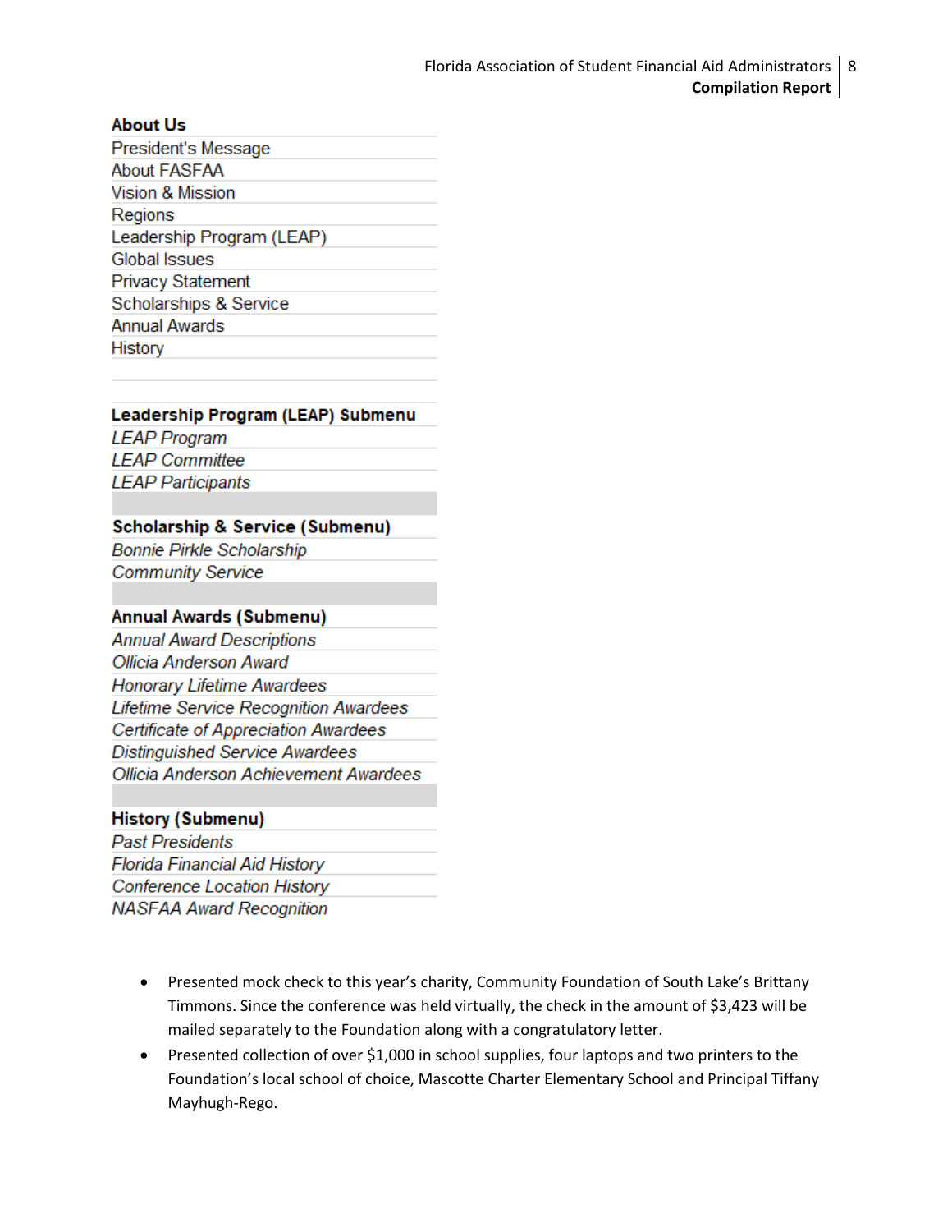**About Us**

President's Message
About FASFAA
Vision & Mission
Regions
Leadership Program (LEAP)
Global Issues
Privacy Statement
Scholarships & Service
Annual Awards
History

**Leadership Program (LEAP) Submenu**

*LEAP Program*
*LEAP Committee*
*LEAP Participants*

**Scholarship & Service (Submenu)**

*Bonnie Pirkle Scholarship*
*Community Service*

**Annual Awards (Submenu)**

*Annual Award Descriptions*
*Ollicia Anderson Award*
*Honorary Lifetime Awardees*
*Lifetime Service Recognition Awardees*
*Certificate of Appreciation Awardees*
*Distinguished Service Awardees*
*Ollicia Anderson Achievement Awardees*

**History (Submenu)**

*Past Presidents*
*Florida Financial Aid History*
*Conference Location History*
*NASFAA Award Recognition*

- Presented mock check to this year's charity, Community Foundation of South Lake's Brittany Timmons. Since the conference was held virtually, the check in the amount of $3,423 will be mailed separately to the Foundation along with a congratulatory letter.
- Presented collection of over $1,000 in school supplies, four laptops and two printers to the Foundation's local school of choice, Mascotte Charter Elementary School and Principal Tiffany Mayhugh-Rego.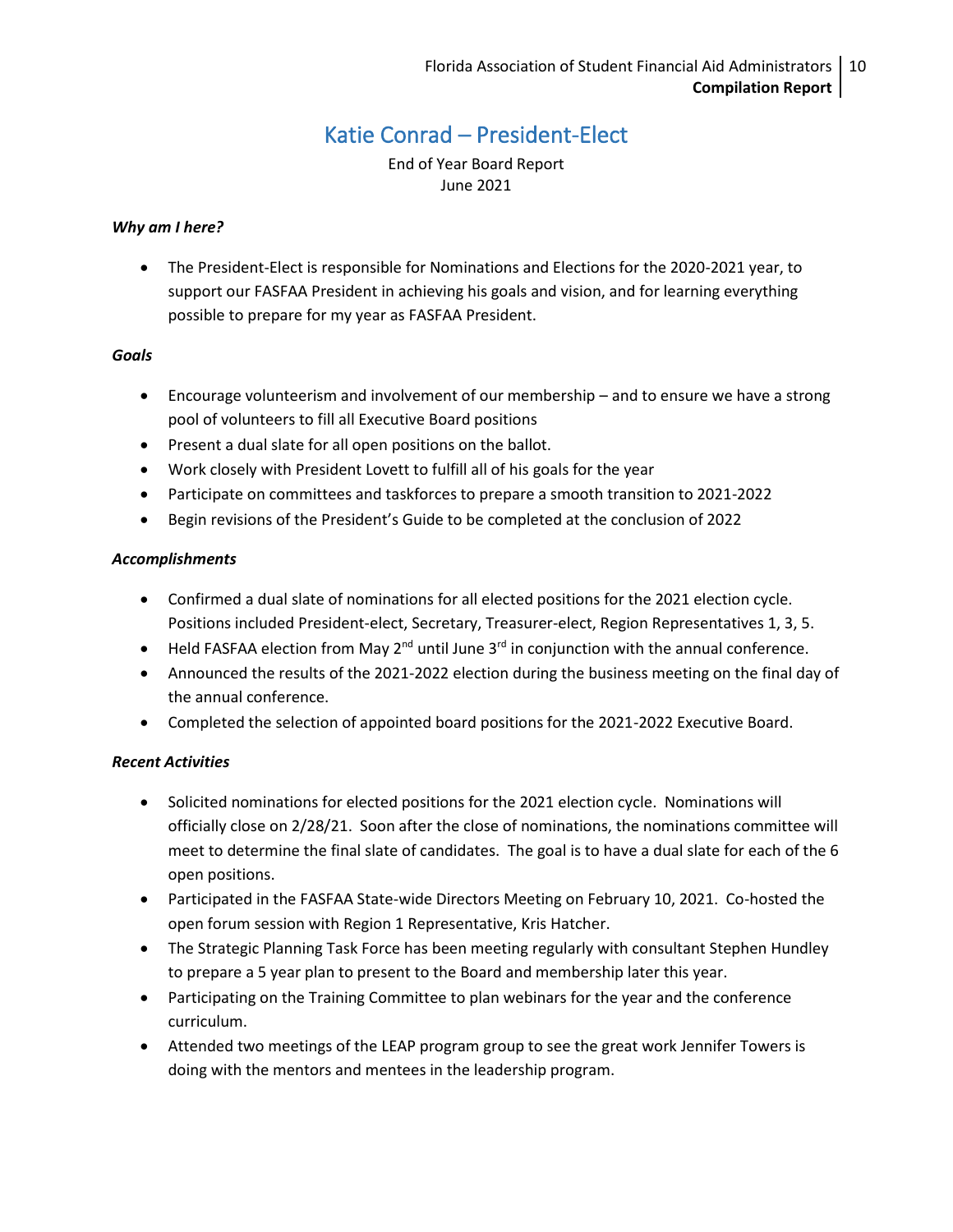# Katie Conrad – President-Elect

End of Year Board Report
June 2021

***Why am I here?***

- The President-Elect is responsible for Nominations and Elections for the 2020-2021 year, to support our FASFAA President in achieving his goals and vision, and for learning everything possible to prepare for my year as FASFAA President.

***Goals***

- Encourage volunteerism and involvement of our membership – and to ensure we have a strong pool of volunteers to fill all Executive Board positions
- Present a dual slate for all open positions on the ballot.
- Work closely with President Lovett to fulfill all of his goals for the year
- Participate on committees and taskforces to prepare a smooth transition to 2021-2022
- Begin revisions of the President's Guide to be completed at the conclusion of 2022

***Accomplishments***

- Confirmed a dual slate of nominations for all elected positions for the 2021 election cycle. Positions included President-elect, Secretary, Treasurer-elect, Region Representatives 1, 3, 5.
- Held FASFAA election from May 2nd until June 3rd in conjunction with the annual conference.
- Announced the results of the 2021-2022 election during the business meeting on the final day of the annual conference.
- Completed the selection of appointed board positions for the 2021-2022 Executive Board.

***Recent Activities***

- Solicited nominations for elected positions for the 2021 election cycle. Nominations will officially close on 2/28/21. Soon after the close of nominations, the nominations committee will meet to determine the final slate of candidates. The goal is to have a dual slate for each of the 6 open positions.
- Participated in the FASFAA State-wide Directors Meeting on February 10, 2021. Co-hosted the open forum session with Region 1 Representative, Kris Hatcher.
- The Strategic Planning Task Force has been meeting regularly with consultant Stephen Hundley to prepare a 5 year plan to present to the Board and membership later this year.
- Participating on the Training Committee to plan webinars for the year and the conference curriculum.
- Attended two meetings of the LEAP program group to see the great work Jennifer Towers is doing with the mentors and mentees in the leadership program.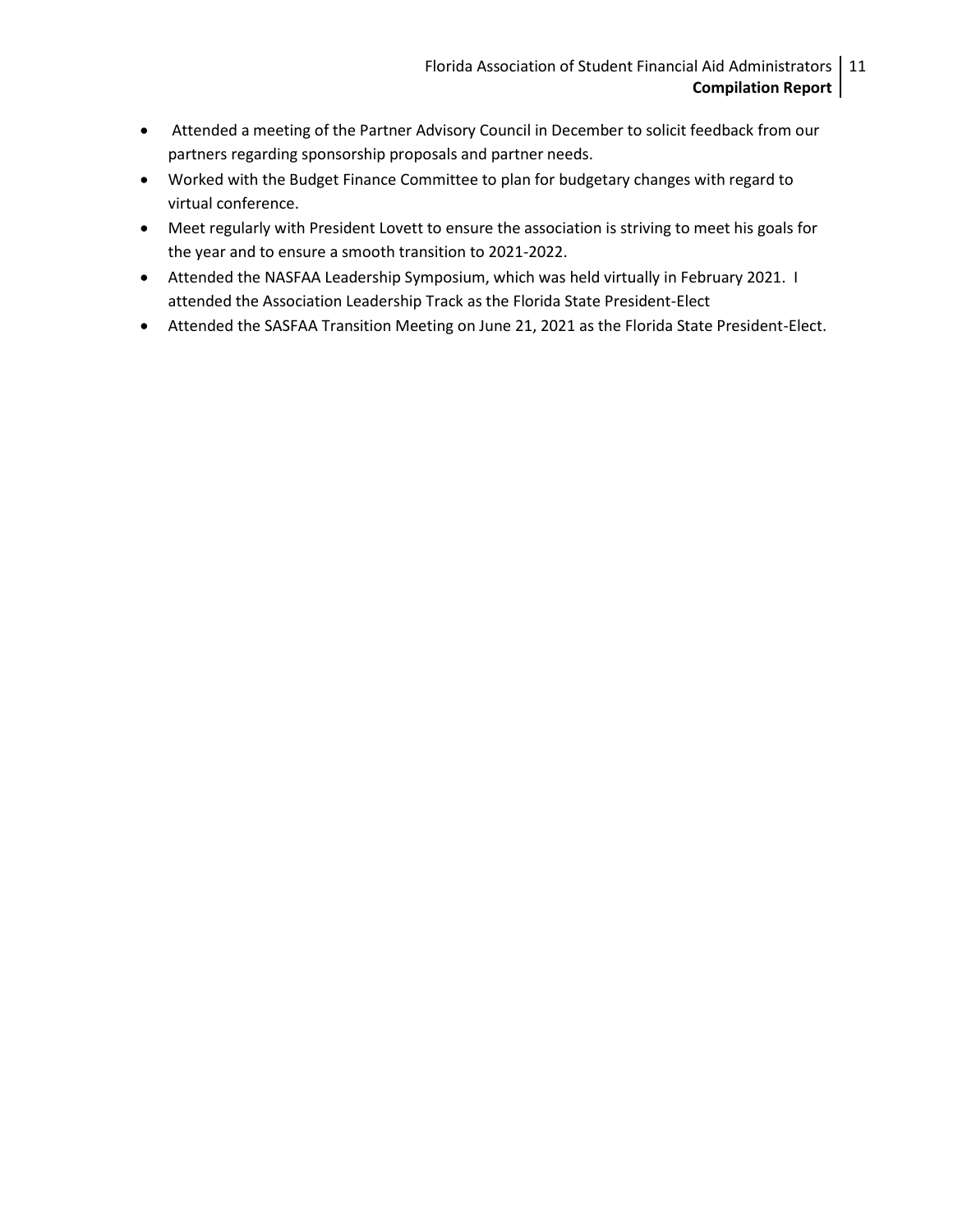- Attended a meeting of the Partner Advisory Council in December to solicit feedback from our partners regarding sponsorship proposals and partner needs.
- Worked with the Budget Finance Committee to plan for budgetary changes with regard to virtual conference.
- Meet regularly with President Lovett to ensure the association is striving to meet his goals for the year and to ensure a smooth transition to 2021-2022.
- Attended the NASFAA Leadership Symposium, which was held virtually in February 2021. I attended the Association Leadership Track as the Florida State President-Elect
- Attended the SASFAA Transition Meeting on June 21, 2021 as the Florida State President-Elect.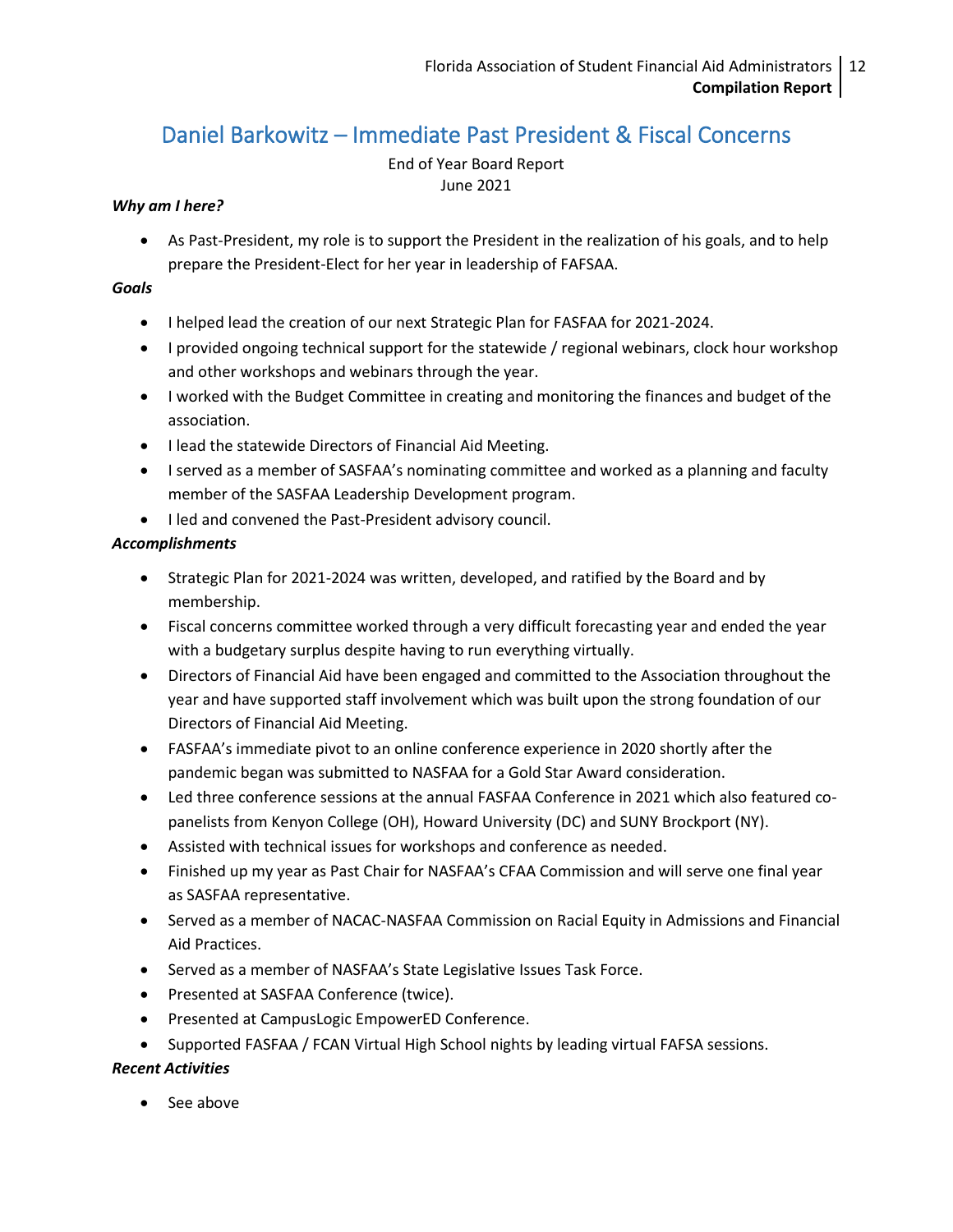# Daniel Barkowitz – Immediate Past President & Fiscal Concerns

End of Year Board Report
June 2021

***Why am I here?***

- As Past-President, my role is to support the President in the realization of his goals, and to help prepare the President-Elect for her year in leadership of FAFSAA.

***Goals***

- I helped lead the creation of our next Strategic Plan for FASFAA for 2021-2024.
- I provided ongoing technical support for the statewide / regional webinars, clock hour workshop and other workshops and webinars through the year.
- I worked with the Budget Committee in creating and monitoring the finances and budget of the association.
- I lead the statewide Directors of Financial Aid Meeting.
- I served as a member of SASFAA's nominating committee and worked as a planning and faculty member of the SASFAA Leadership Development program.
- I led and convened the Past-President advisory council.

***Accomplishments***

- Strategic Plan for 2021-2024 was written, developed, and ratified by the Board and by membership.
- Fiscal concerns committee worked through a very difficult forecasting year and ended the year with a budgetary surplus despite having to run everything virtually.
- Directors of Financial Aid have been engaged and committed to the Association throughout the year and have supported staff involvement which was built upon the strong foundation of our Directors of Financial Aid Meeting.
- FASFAA's immediate pivot to an online conference experience in 2020 shortly after the pandemic began was submitted to NASFAA for a Gold Star Award consideration.
- Led three conference sessions at the annual FASFAA Conference in 2021 which also featured co-panelists from Kenyon College (OH), Howard University (DC) and SUNY Brockport (NY).
- Assisted with technical issues for workshops and conference as needed.
- Finished up my year as Past Chair for NASFAA's CFAA Commission and will serve one final year as SASFAA representative.
- Served as a member of NACAC-NASFAA Commission on Racial Equity in Admissions and Financial Aid Practices.
- Served as a member of NASFAA's State Legislative Issues Task Force.
- Presented at SASFAA Conference (twice).
- Presented at CampusLogic EmpowerED Conference.
- Supported FASFAA / FCAN Virtual High School nights by leading virtual FAFSA sessions.

***Recent Activities***

- See above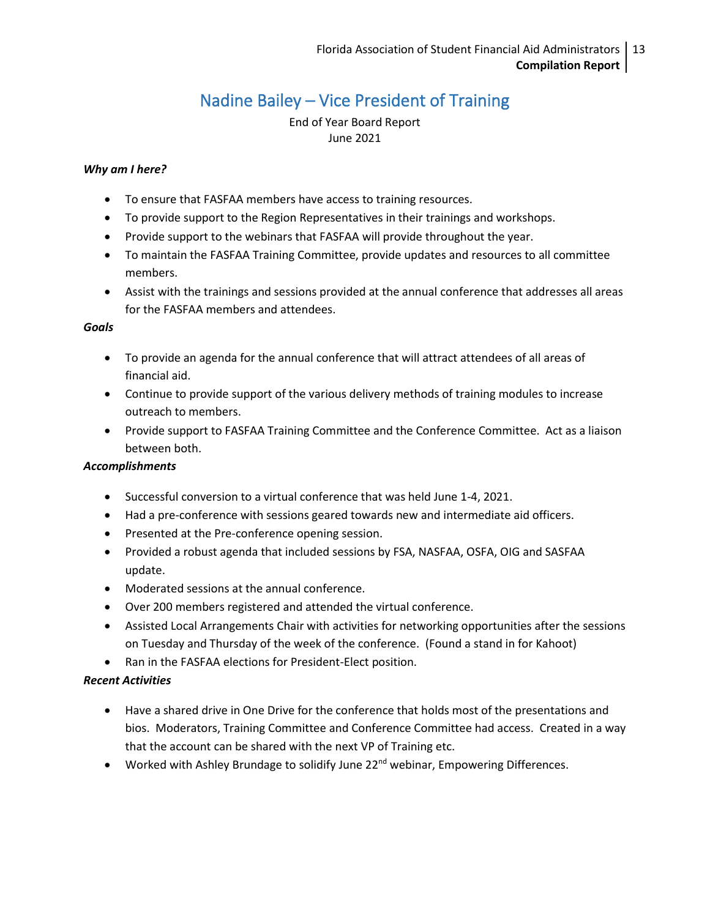# Nadine Bailey – Vice President of Training

End of Year Board Report
June 2021

***Why am I here?***

- To ensure that FASFAA members have access to training resources.
- To provide support to the Region Representatives in their trainings and workshops.
- Provide support to the webinars that FASFAA will provide throughout the year.
- To maintain the FASFAA Training Committee, provide updates and resources to all committee members.
- Assist with the trainings and sessions provided at the annual conference that addresses all areas for the FASFAA members and attendees.

***Goals***

- To provide an agenda for the annual conference that will attract attendees of all areas of financial aid.
- Continue to provide support of the various delivery methods of training modules to increase outreach to members.
- Provide support to FASFAA Training Committee and the Conference Committee. Act as a liaison between both.

***Accomplishments***

- Successful conversion to a virtual conference that was held June 1-4, 2021.
- Had a pre-conference with sessions geared towards new and intermediate aid officers.
- Presented at the Pre-conference opening session.
- Provided a robust agenda that included sessions by FSA, NASFAA, OSFA, OIG and SASFAA update.
- Moderated sessions at the annual conference.
- Over 200 members registered and attended the virtual conference.
- Assisted Local Arrangements Chair with activities for networking opportunities after the sessions on Tuesday and Thursday of the week of the conference. (Found a stand in for Kahoot)
- Ran in the FASFAA elections for President-Elect position.

***Recent Activities***

- Have a shared drive in One Drive for the conference that holds most of the presentations and bios. Moderators, Training Committee and Conference Committee had access. Created in a way that the account can be shared with the next VP of Training etc.
- Worked with Ashley Brundage to solidify June 22nd webinar, Empowering Differences.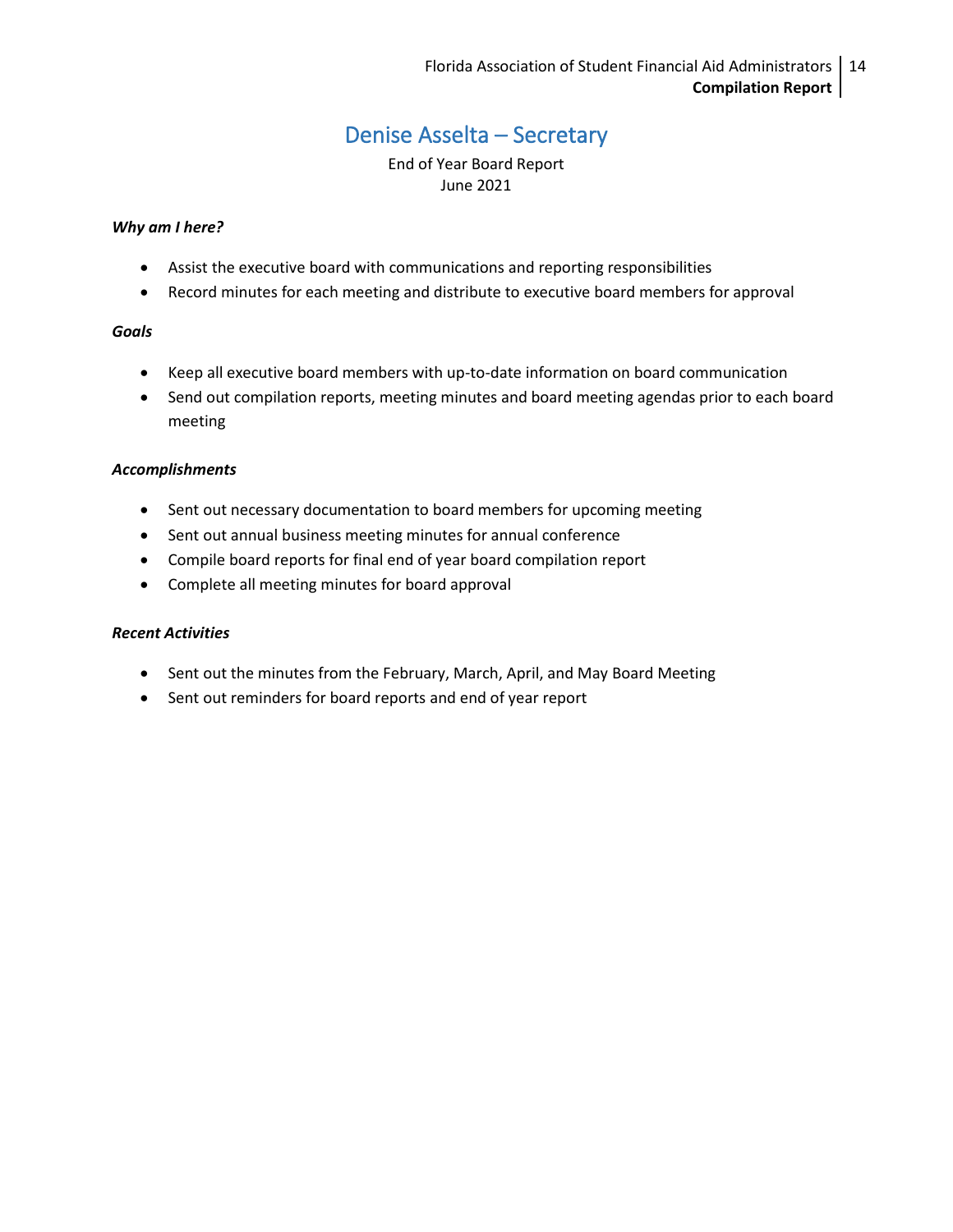# Denise Asselta – Secretary

End of Year Board Report
June 2021

***Why am I here?***

- Assist the executive board with communications and reporting responsibilities
- Record minutes for each meeting and distribute to executive board members for approval

***Goals***

- Keep all executive board members with up-to-date information on board communication
- Send out compilation reports, meeting minutes and board meeting agendas prior to each board meeting

***Accomplishments***

- Sent out necessary documentation to board members for upcoming meeting
- Sent out annual business meeting minutes for annual conference
- Compile board reports for final end of year board compilation report
- Complete all meeting minutes for board approval

***Recent Activities***

- Sent out the minutes from the February, March, April, and May Board Meeting
- Sent out reminders for board reports and end of year report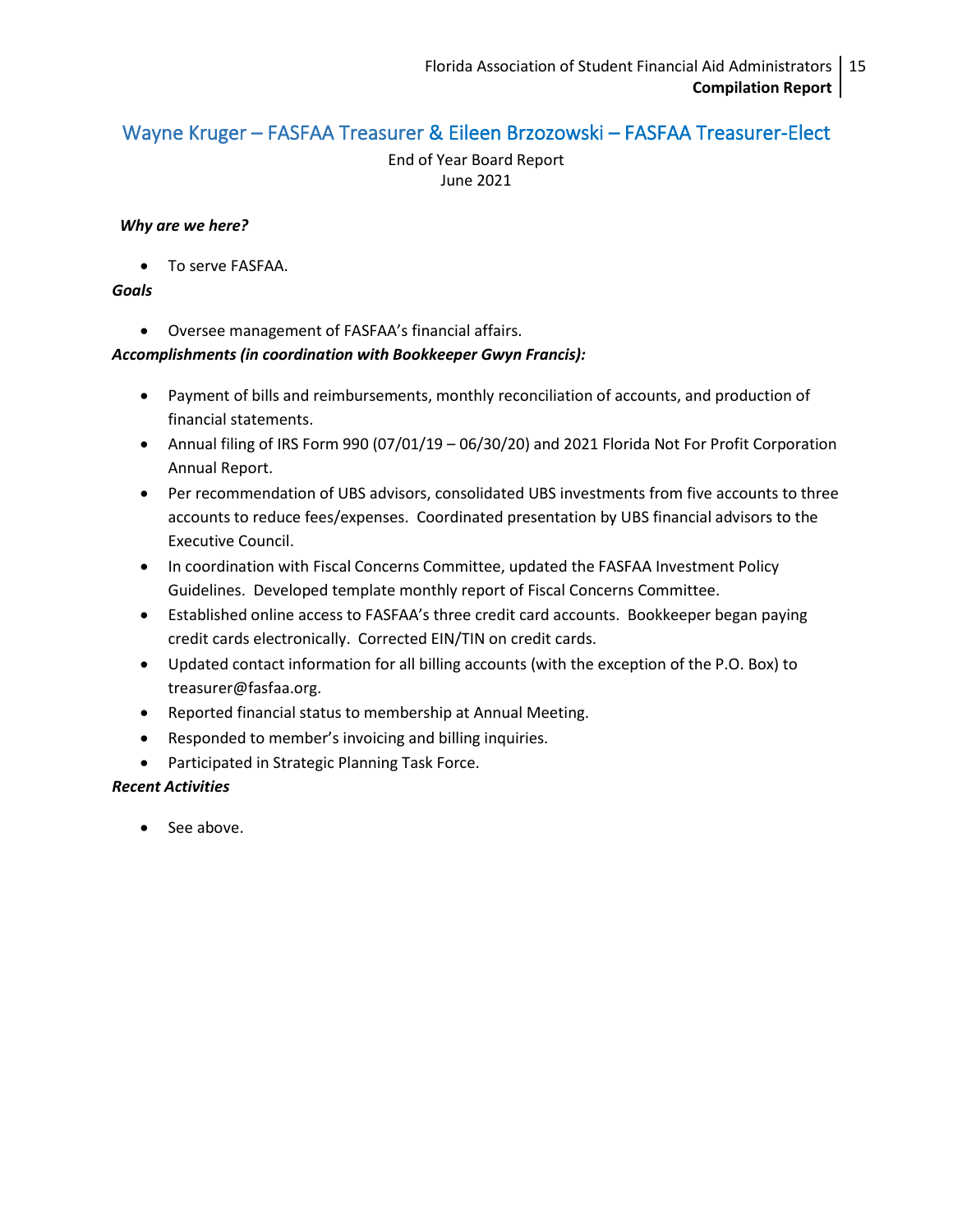## Wayne Kruger – FASFAA Treasurer & Eileen Brzozowski – FASFAA Treasurer-Elect

End of Year Board Report
June 2021

***Why are we here?***

- To serve FASFAA.

***Goals***

- Oversee management of FASFAA's financial affairs.

***Accomplishments (in coordination with Bookkeeper Gwyn Francis):***

- Payment of bills and reimbursements, monthly reconciliation of accounts, and production of financial statements.
- Annual filing of IRS Form 990 (07/01/19 – 06/30/20) and 2021 Florida Not For Profit Corporation Annual Report.
- Per recommendation of UBS advisors, consolidated UBS investments from five accounts to three accounts to reduce fees/expenses. Coordinated presentation by UBS financial advisors to the Executive Council.
- In coordination with Fiscal Concerns Committee, updated the FASFAA Investment Policy Guidelines. Developed template monthly report of Fiscal Concerns Committee.
- Established online access to FASFAA's three credit card accounts. Bookkeeper began paying credit cards electronically. Corrected EIN/TIN on credit cards.
- Updated contact information for all billing accounts (with the exception of the P.O. Box) to treasurer@fasfaa.org.
- Reported financial status to membership at Annual Meeting.
- Responded to member's invoicing and billing inquiries.
- Participated in Strategic Planning Task Force.

***Recent Activities***

- See above.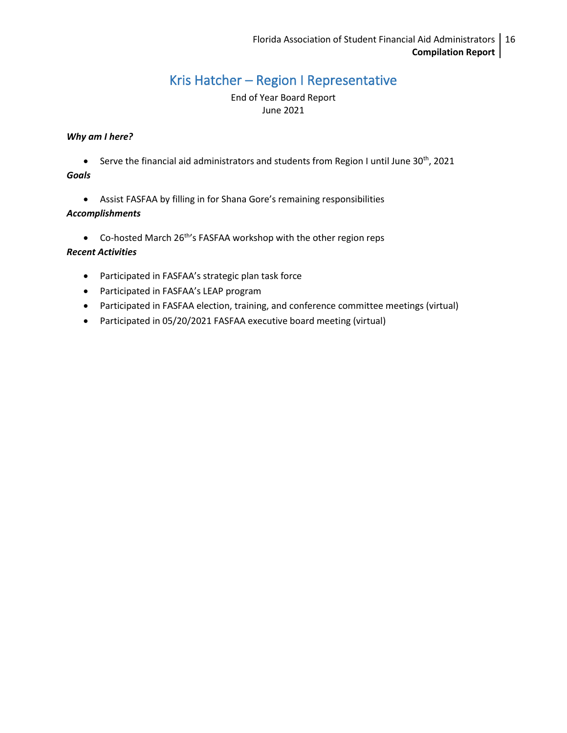# Kris Hatcher – Region I Representative

End of Year Board Report
June 2021

***Why am I here?***

- Serve the financial aid administrators and students from Region I until June 30th, 2021

***Goals***

- Assist FASFAA by filling in for Shana Gore's remaining responsibilities

***Accomplishments***

- Co-hosted March 26th's FASFAA workshop with the other region reps

***Recent Activities***

- Participated in FASFAA's strategic plan task force
- Participated in FASFAA's LEAP program
- Participated in FASFAA election, training, and conference committee meetings (virtual)
- Participated in 05/20/2021 FASFAA executive board meeting (virtual)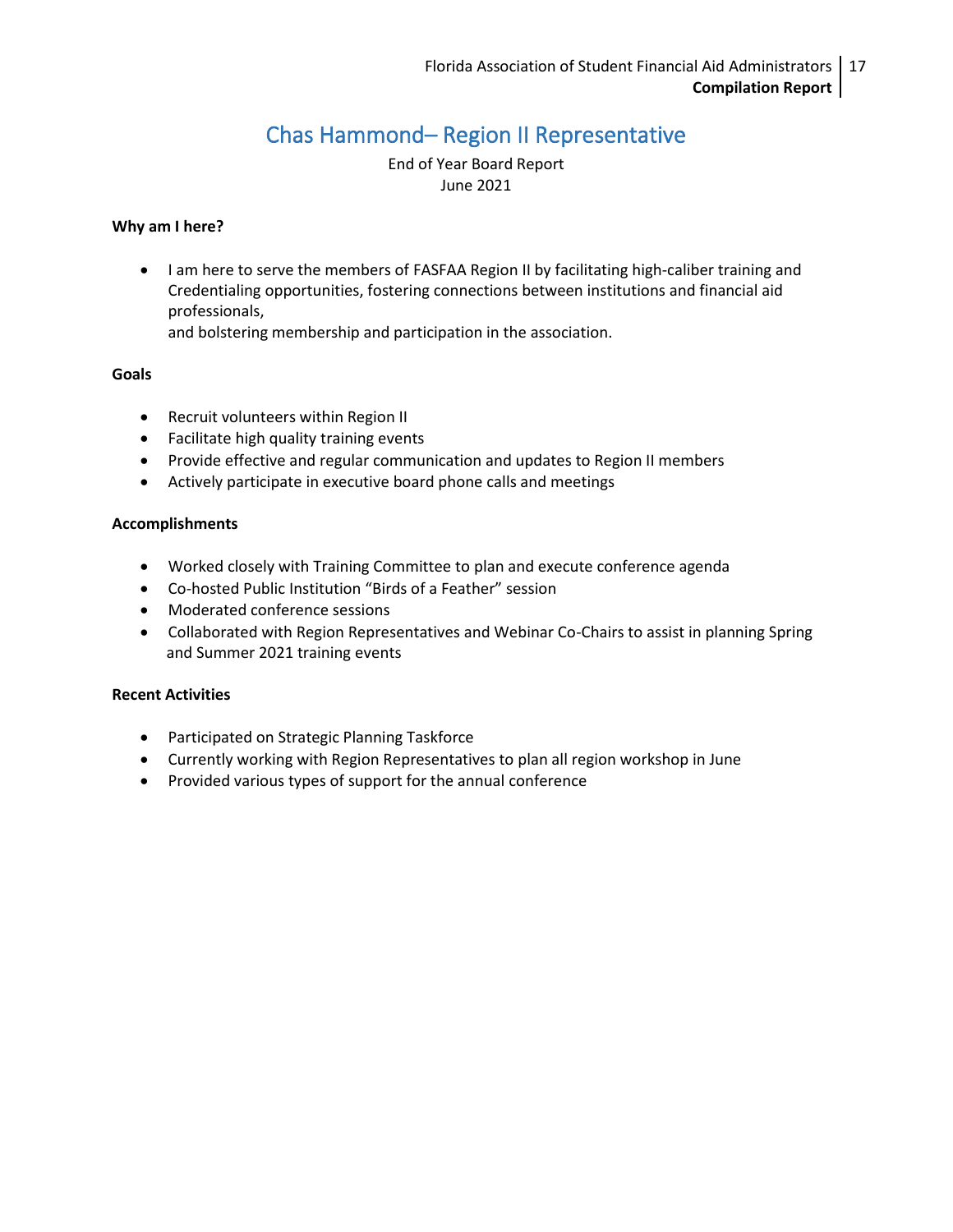# Chas Hammond– Region II Representative

End of Year Board Report
June 2021

**Why am I here?**

- I am here to serve the members of FASFAA Region II by facilitating high-caliber training and Credentialing opportunities, fostering connections between institutions and financial aid professionals, and bolstering membership and participation in the association.

**Goals**

- Recruit volunteers within Region II
- Facilitate high quality training events
- Provide effective and regular communication and updates to Region II members
- Actively participate in executive board phone calls and meetings

**Accomplishments**

- Worked closely with Training Committee to plan and execute conference agenda
- Co-hosted Public Institution "Birds of a Feather" session
- Moderated conference sessions
- Collaborated with Region Representatives and Webinar Co-Chairs to assist in planning Spring and Summer 2021 training events

**Recent Activities**

- Participated on Strategic Planning Taskforce
- Currently working with Region Representatives to plan all region workshop in June
- Provided various types of support for the annual conference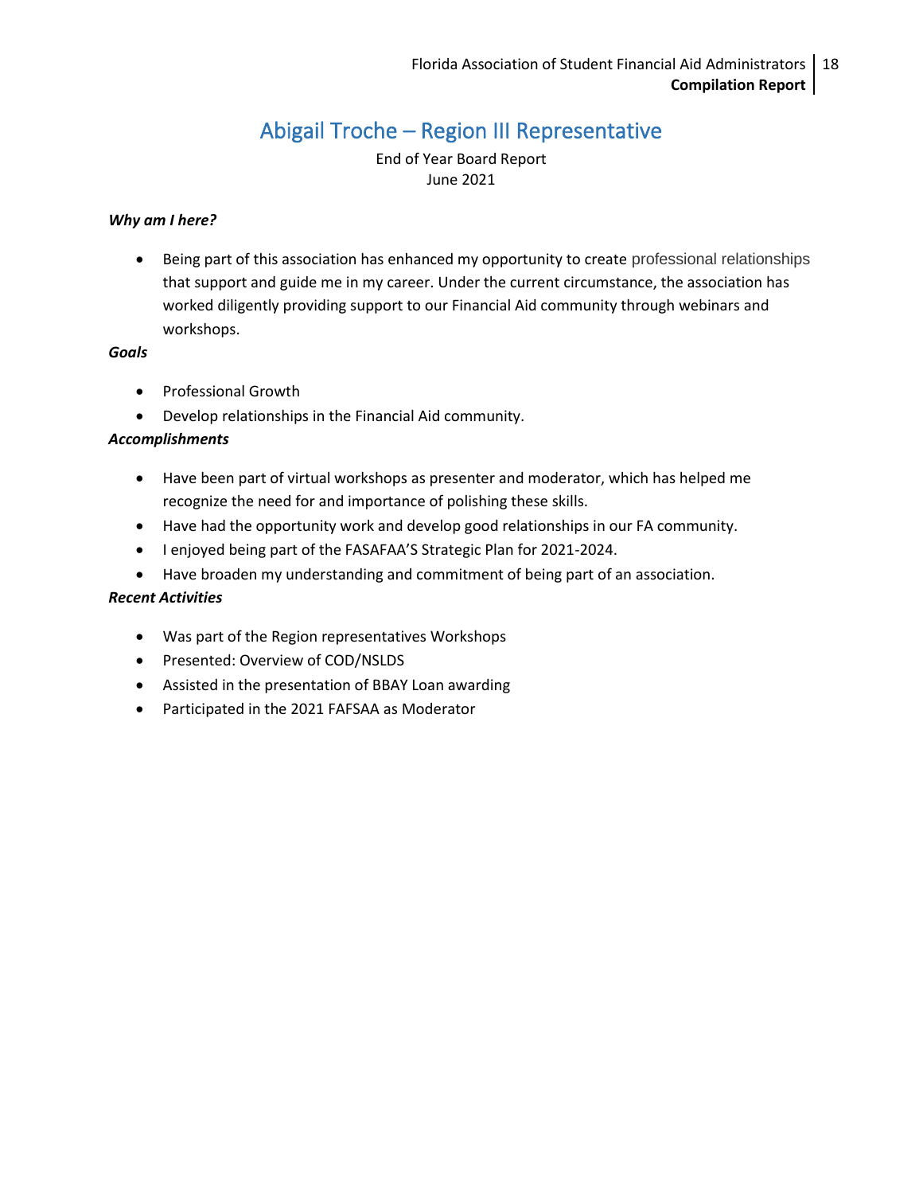# Abigail Troche – Region III Representative

End of Year Board Report
June 2021

***Why am I here?***

- Being part of this association has enhanced my opportunity to create professional relationships that support and guide me in my career. Under the current circumstance, the association has worked diligently providing support to our Financial Aid community through webinars and workshops.

***Goals***

- Professional Growth
- Develop relationships in the Financial Aid community.

***Accomplishments***

- Have been part of virtual workshops as presenter and moderator, which has helped me recognize the need for and importance of polishing these skills.
- Have had the opportunity work and develop good relationships in our FA community.
- I enjoyed being part of the FASAFAA'S Strategic Plan for 2021-2024.
- Have broaden my understanding and commitment of being part of an association.

***Recent Activities***

- Was part of the Region representatives Workshops
- Presented: Overview of COD/NSLDS
- Assisted in the presentation of BBAY Loan awarding
- Participated in the 2021 FAFSAA as Moderator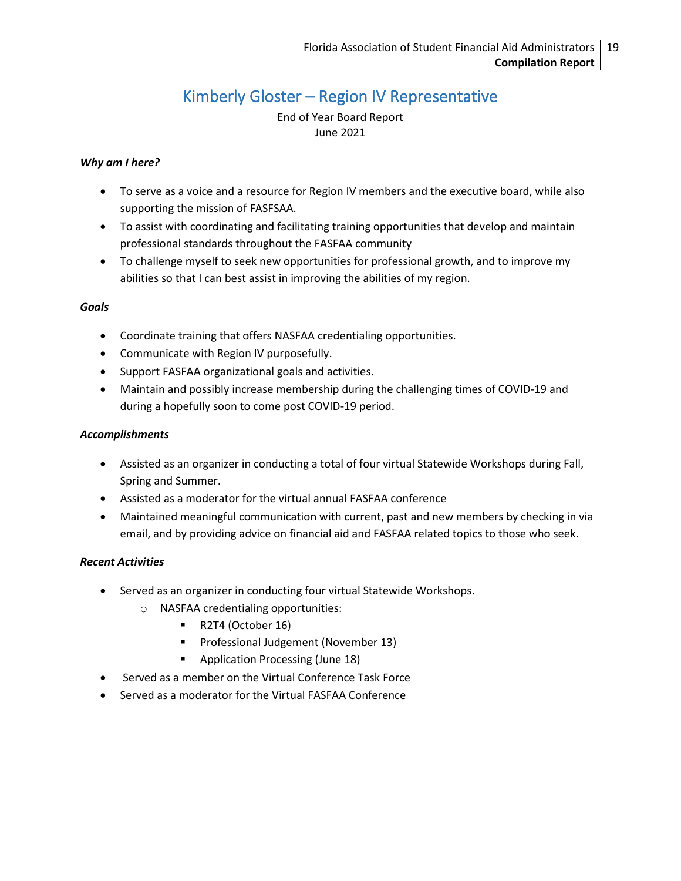# Kimberly Gloster – Region IV Representative

End of Year Board Report
June 2021

***Why am I here?***

- To serve as a voice and a resource for Region IV members and the executive board, while also supporting the mission of FASFSAA.
- To assist with coordinating and facilitating training opportunities that develop and maintain professional standards throughout the FASFAA community
- To challenge myself to seek new opportunities for professional growth, and to improve my abilities so that I can best assist in improving the abilities of my region.

***Goals***

- Coordinate training that offers NASFAA credentialing opportunities.
- Communicate with Region IV purposefully.
- Support FASFAA organizational goals and activities.
- Maintain and possibly increase membership during the challenging times of COVID-19 and during a hopefully soon to come post COVID-19 period.

***Accomplishments***

- Assisted as an organizer in conducting a total of four virtual Statewide Workshops during Fall, Spring and Summer.
- Assisted as a moderator for the virtual annual FASFAA conference
- Maintained meaningful communication with current, past and new members by checking in via email, and by providing advice on financial aid and FASFAA related topics to those who seek.

***Recent Activities***

- Served as an organizer in conducting four virtual Statewide Workshops.
  - NASFAA credentialing opportunities:
    - R2T4 (October 16)
    - Professional Judgement (November 13)
    - Application Processing (June 18)
- Served as a member on the Virtual Conference Task Force
- Served as a moderator for the Virtual FASFAA Conference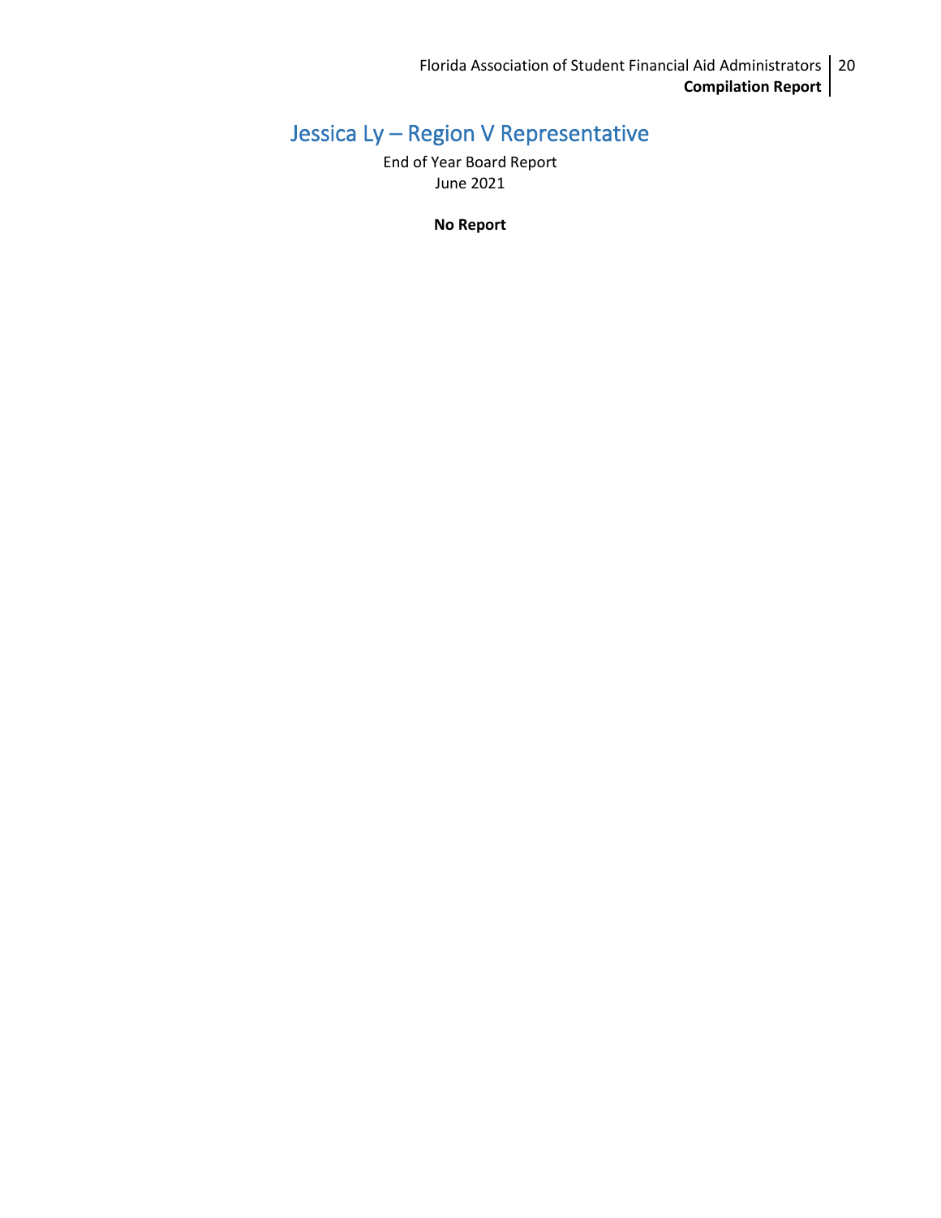# Jessica Ly – Region V Representative

End of Year Board Report
June 2021

**No Report**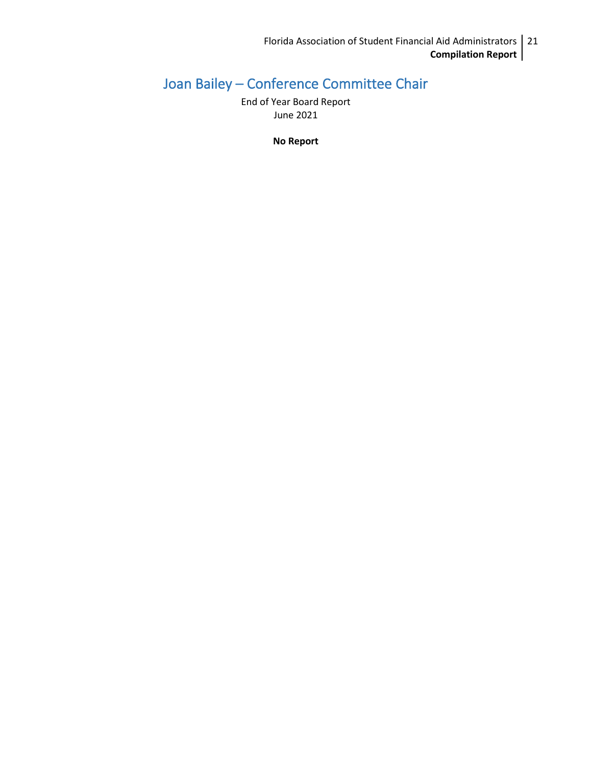# Joan Bailey – Conference Committee Chair

End of Year Board Report
June 2021

**No Report**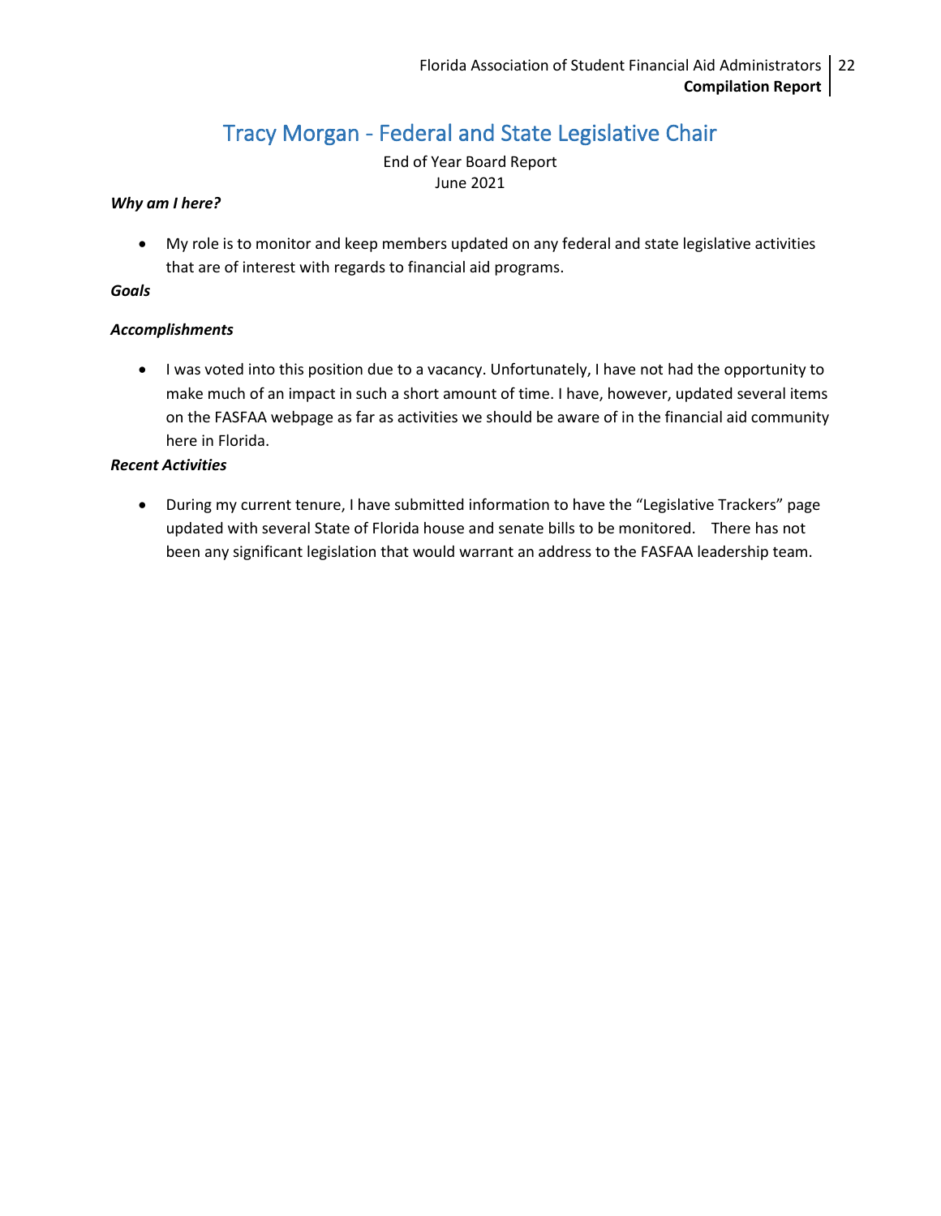# Tracy Morgan - Federal and State Legislative Chair

End of Year Board Report
June 2021

***Why am I here?***

- My role is to monitor and keep members updated on any federal and state legislative activities that are of interest with regards to financial aid programs.

***Goals***

***Accomplishments***

- I was voted into this position due to a vacancy. Unfortunately, I have not had the opportunity to make much of an impact in such a short amount of time. I have, however, updated several items on the FASFAA webpage as far as activities we should be aware of in the financial aid community here in Florida.

***Recent Activities***

- During my current tenure, I have submitted information to have the "Legislative Trackers" page updated with several State of Florida house and senate bills to be monitored. There has not been any significant legislation that would warrant an address to the FASFAA leadership team.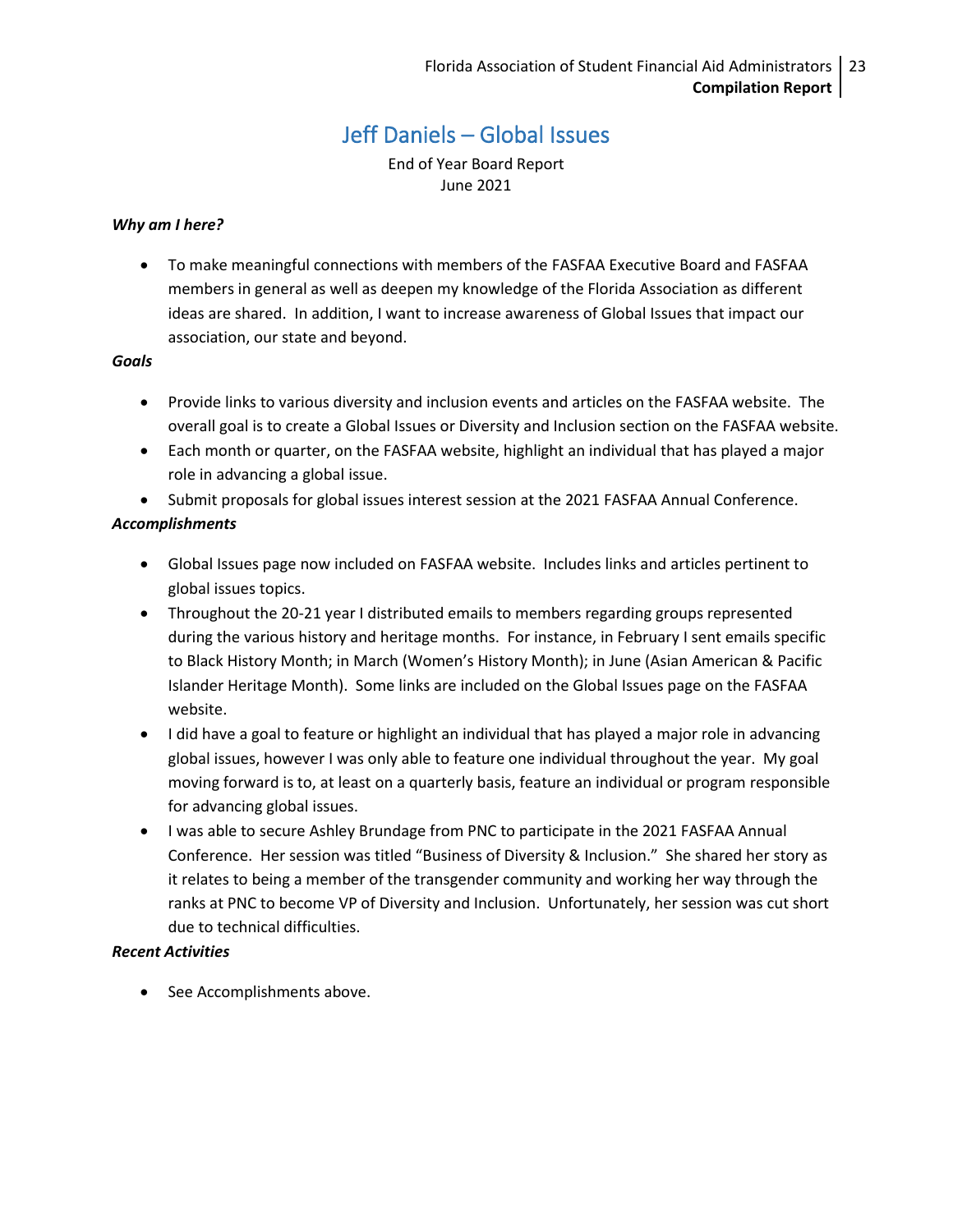# Jeff Daniels – Global Issues

End of Year Board Report
June 2021

***Why am I here?***

- To make meaningful connections with members of the FASFAA Executive Board and FASFAA members in general as well as deepen my knowledge of the Florida Association as different ideas are shared. In addition, I want to increase awareness of Global Issues that impact our association, our state and beyond.

***Goals***

- Provide links to various diversity and inclusion events and articles on the FASFAA website. The overall goal is to create a Global Issues or Diversity and Inclusion section on the FASFAA website.
- Each month or quarter, on the FASFAA website, highlight an individual that has played a major role in advancing a global issue.
- Submit proposals for global issues interest session at the 2021 FASFAA Annual Conference.

***Accomplishments***

- Global Issues page now included on FASFAA website. Includes links and articles pertinent to global issues topics.
- Throughout the 20-21 year I distributed emails to members regarding groups represented during the various history and heritage months. For instance, in February I sent emails specific to Black History Month; in March (Women's History Month); in June (Asian American & Pacific Islander Heritage Month). Some links are included on the Global Issues page on the FASFAA website.
- I did have a goal to feature or highlight an individual that has played a major role in advancing global issues, however I was only able to feature one individual throughout the year. My goal moving forward is to, at least on a quarterly basis, feature an individual or program responsible for advancing global issues.
- I was able to secure Ashley Brundage from PNC to participate in the 2021 FASFAA Annual Conference. Her session was titled "Business of Diversity & Inclusion." She shared her story as it relates to being a member of the transgender community and working her way through the ranks at PNC to become VP of Diversity and Inclusion. Unfortunately, her session was cut short due to technical difficulties.

***Recent Activities***

- See Accomplishments above.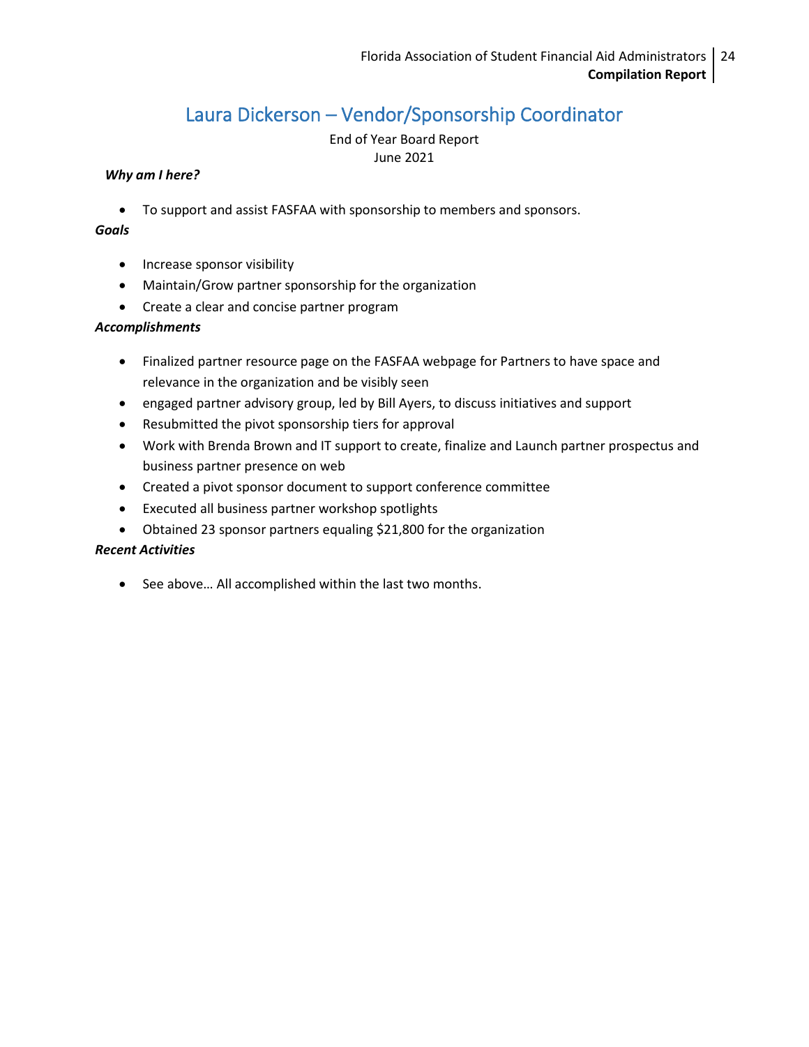# Laura Dickerson – Vendor/Sponsorship Coordinator

End of Year Board Report
June 2021

***Why am I here?***

- To support and assist FASFAA with sponsorship to members and sponsors.

***Goals***

- Increase sponsor visibility
- Maintain/Grow partner sponsorship for the organization
- Create a clear and concise partner program

***Accomplishments***

- Finalized partner resource page on the FASFAA webpage for Partners to have space and relevance in the organization and be visibly seen
- engaged partner advisory group, led by Bill Ayers, to discuss initiatives and support
- Resubmitted the pivot sponsorship tiers for approval
- Work with Brenda Brown and IT support to create, finalize and Launch partner prospectus and business partner presence on web
- Created a pivot sponsor document to support conference committee
- Executed all business partner workshop spotlights
- Obtained 23 sponsor partners equaling $21,800 for the organization

***Recent Activities***

- See above… All accomplished within the last two months.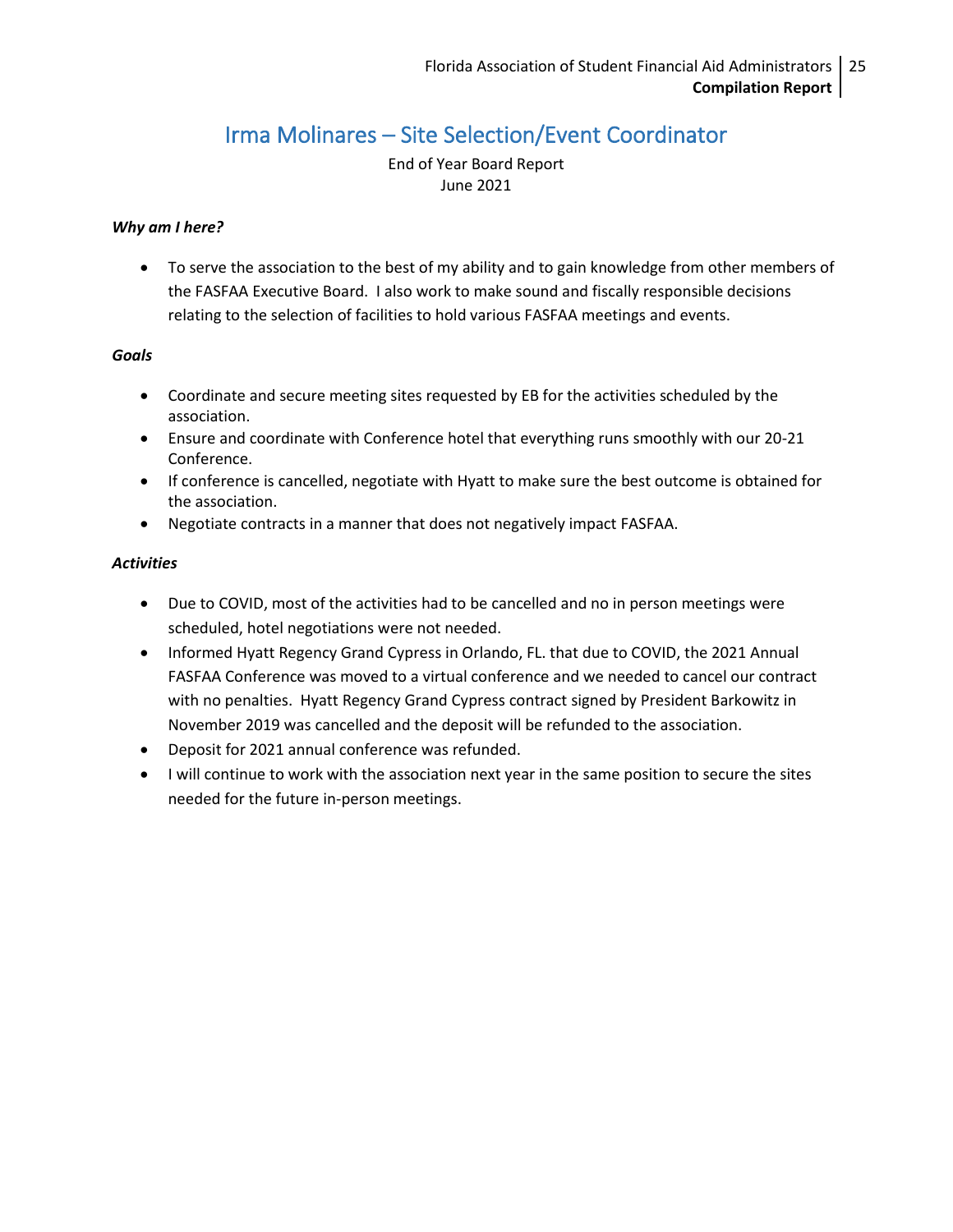# Irma Molinares – Site Selection/Event Coordinator

End of Year Board Report
June 2021

***Why am I here?***

- To serve the association to the best of my ability and to gain knowledge from other members of the FASFAA Executive Board. I also work to make sound and fiscally responsible decisions relating to the selection of facilities to hold various FASFAA meetings and events.

***Goals***

- Coordinate and secure meeting sites requested by EB for the activities scheduled by the association.
- Ensure and coordinate with Conference hotel that everything runs smoothly with our 20-21 Conference.
- If conference is cancelled, negotiate with Hyatt to make sure the best outcome is obtained for the association.
- Negotiate contracts in a manner that does not negatively impact FASFAA.

***Activities***

- Due to COVID, most of the activities had to be cancelled and no in person meetings were scheduled, hotel negotiations were not needed.
- Informed Hyatt Regency Grand Cypress in Orlando, FL. that due to COVID, the 2021 Annual FASFAA Conference was moved to a virtual conference and we needed to cancel our contract with no penalties. Hyatt Regency Grand Cypress contract signed by President Barkowitz in November 2019 was cancelled and the deposit will be refunded to the association.
- Deposit for 2021 annual conference was refunded.
- I will continue to work with the association next year in the same position to secure the sites needed for the future in-person meetings.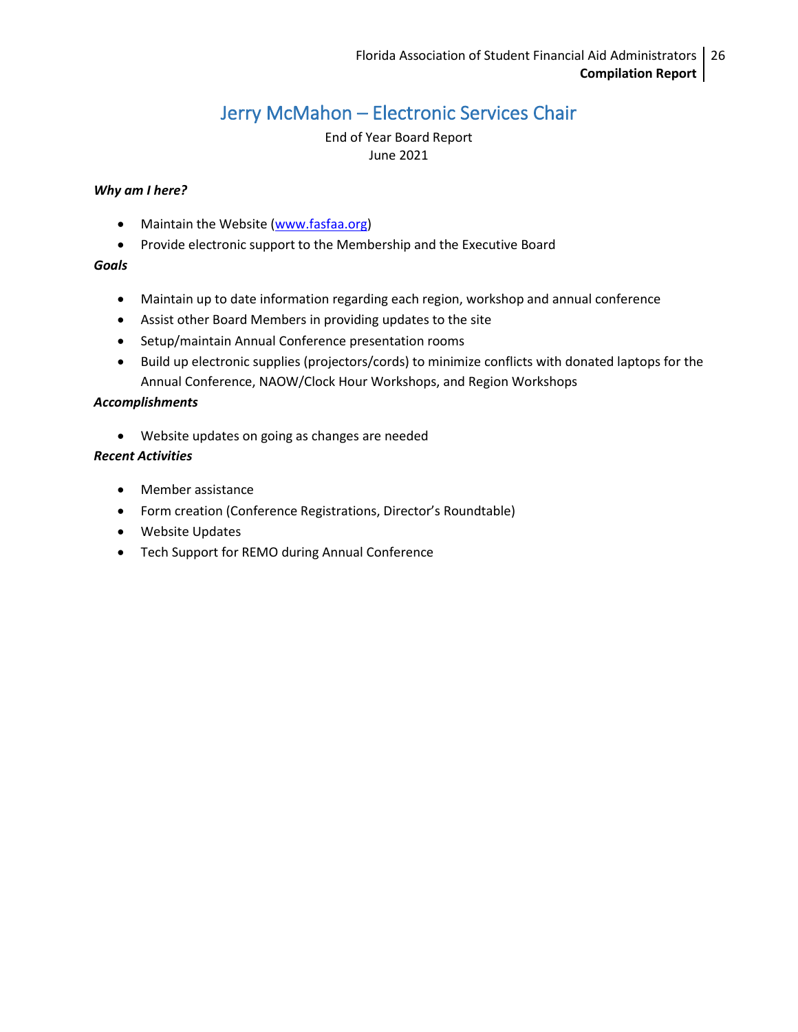# Jerry McMahon – Electronic Services Chair

End of Year Board Report
June 2021

***Why am I here?***

- Maintain the Website (www.fasfaa.org)
- Provide electronic support to the Membership and the Executive Board

***Goals***

- Maintain up to date information regarding each region, workshop and annual conference
- Assist other Board Members in providing updates to the site
- Setup/maintain Annual Conference presentation rooms
- Build up electronic supplies (projectors/cords) to minimize conflicts with donated laptops for the Annual Conference, NAOW/Clock Hour Workshops, and Region Workshops

***Accomplishments***

- Website updates on going as changes are needed

***Recent Activities***

- Member assistance
- Form creation (Conference Registrations, Director's Roundtable)
- Website Updates
- Tech Support for REMO during Annual Conference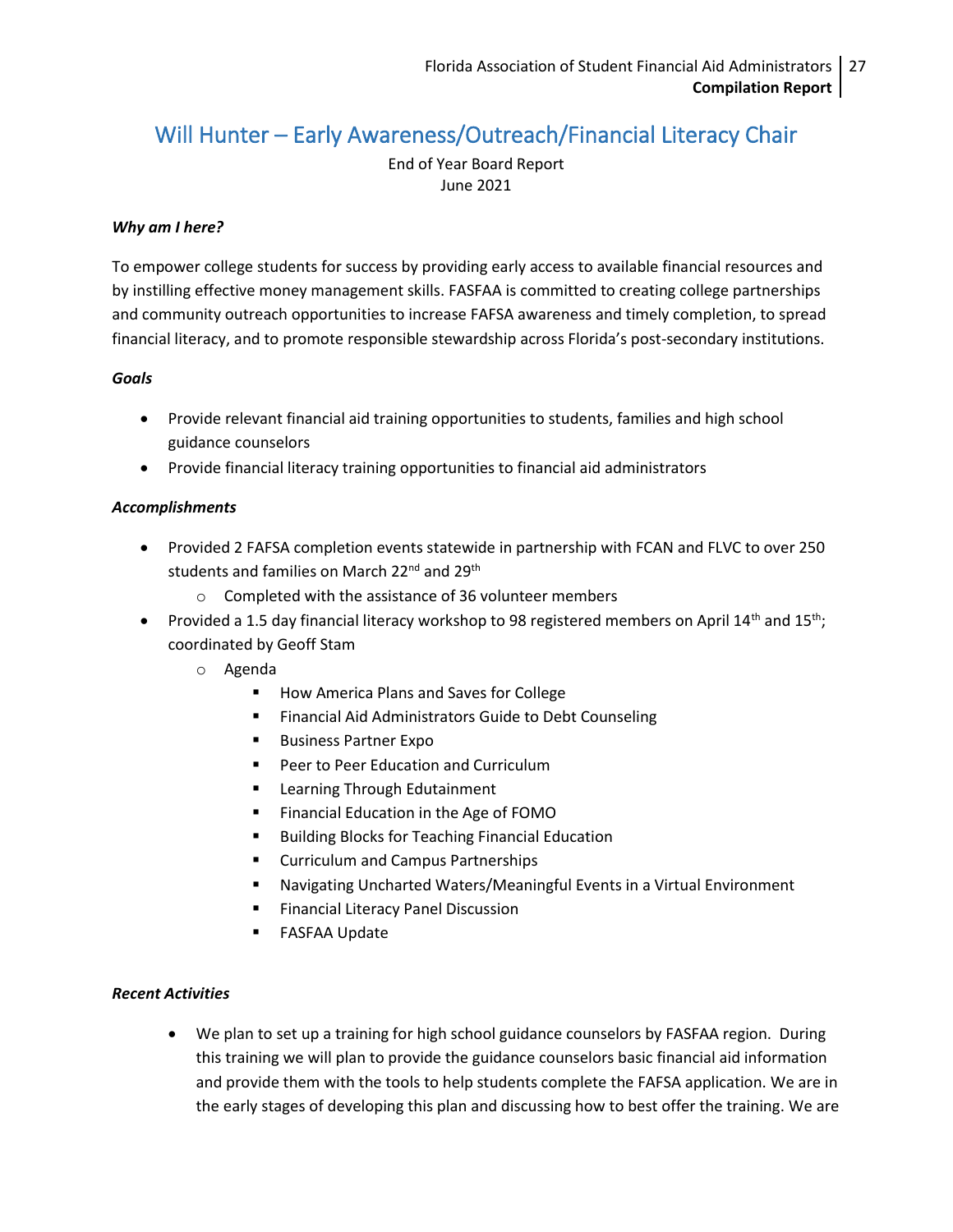# Will Hunter – Early Awareness/Outreach/Financial Literacy Chair

End of Year Board Report
June 2021

***Why am I here?***

To empower college students for success by providing early access to available financial resources and by instilling effective money management skills. FASFAA is committed to creating college partnerships and community outreach opportunities to increase FAFSA awareness and timely completion, to spread financial literacy, and to promote responsible stewardship across Florida's post-secondary institutions.

***Goals***

- Provide relevant financial aid training opportunities to students, families and high school guidance counselors
- Provide financial literacy training opportunities to financial aid administrators

***Accomplishments***

- Provided 2 FAFSA completion events statewide in partnership with FCAN and FLVC to over 250 students and families on March 22nd and 29th
  - Completed with the assistance of 36 volunteer members
- Provided a 1.5 day financial literacy workshop to 98 registered members on April 14th and 15th; coordinated by Geoff Stam
  - Agenda
    - How America Plans and Saves for College
    - Financial Aid Administrators Guide to Debt Counseling
    - Business Partner Expo
    - Peer to Peer Education and Curriculum
    - Learning Through Edutainment
    - Financial Education in the Age of FOMO
    - Building Blocks for Teaching Financial Education
    - Curriculum and Campus Partnerships
    - Navigating Uncharted Waters/Meaningful Events in a Virtual Environment
    - Financial Literacy Panel Discussion
    - FASFAA Update

***Recent Activities***

- We plan to set up a training for high school guidance counselors by FASFAA region. During this training we will plan to provide the guidance counselors basic financial aid information and provide them with the tools to help students complete the FAFSA application. We are in the early stages of developing this plan and discussing how to best offer the training. We are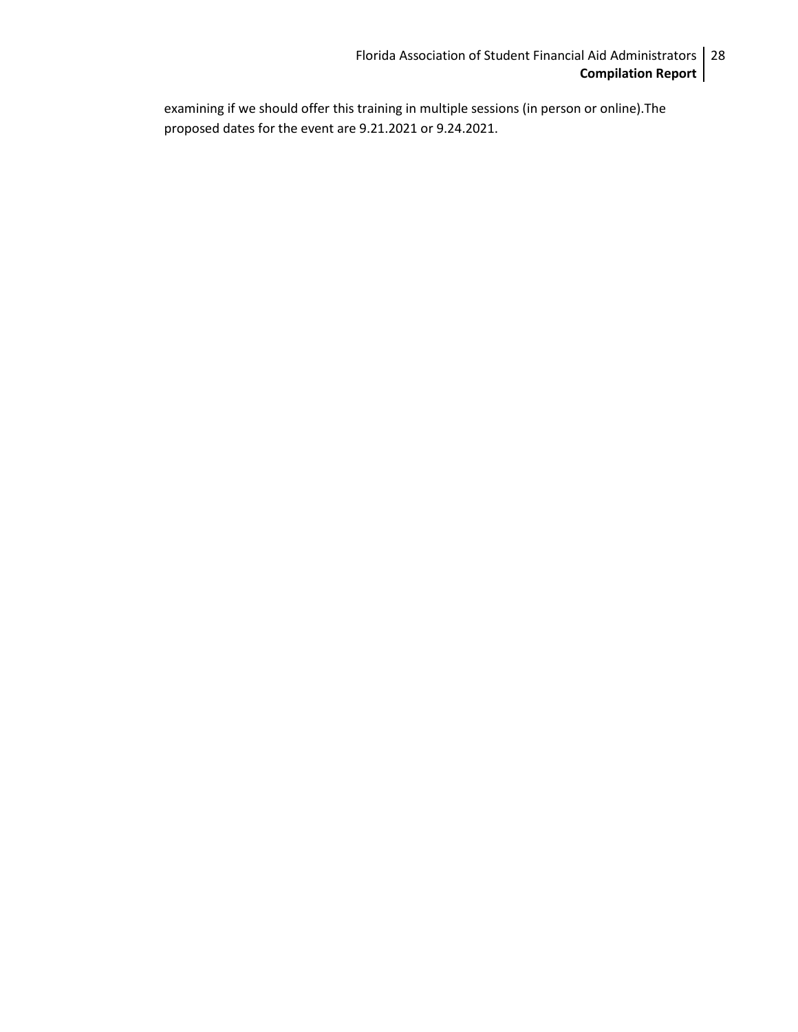examining if we should offer this training in multiple sessions (in person or online).The proposed dates for the event are 9.21.2021 or 9.24.2021.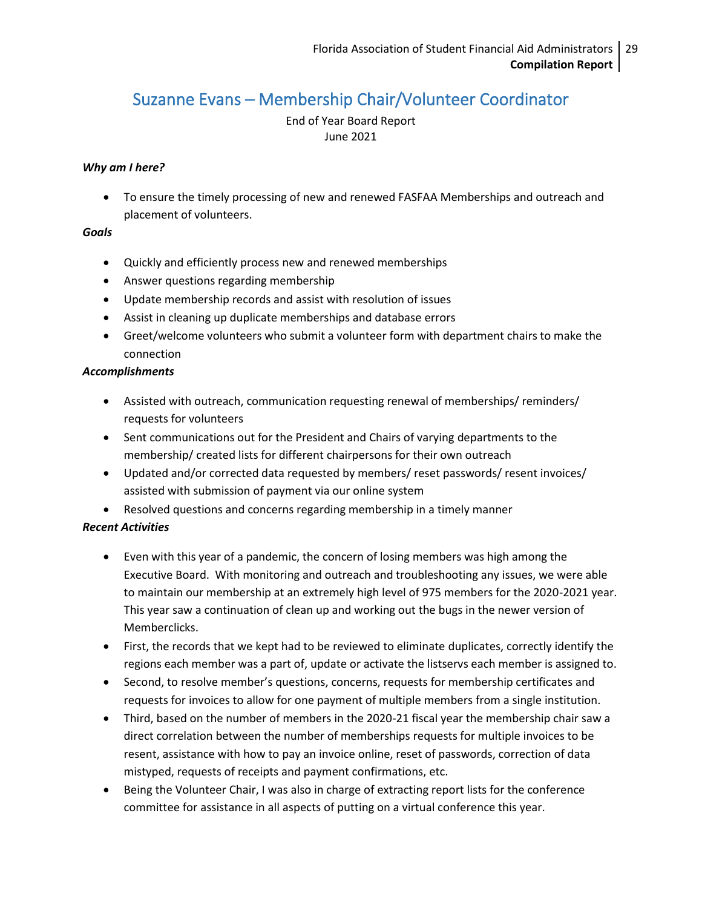# Suzanne Evans – Membership Chair/Volunteer Coordinator

End of Year Board Report
June 2021

***Why am I here?***

- To ensure the timely processing of new and renewed FASFAA Memberships and outreach and placement of volunteers.

***Goals***

- Quickly and efficiently process new and renewed memberships
- Answer questions regarding membership
- Update membership records and assist with resolution of issues
- Assist in cleaning up duplicate memberships and database errors
- Greet/welcome volunteers who submit a volunteer form with department chairs to make the connection

***Accomplishments***

- Assisted with outreach, communication requesting renewal of memberships/ reminders/ requests for volunteers
- Sent communications out for the President and Chairs of varying departments to the membership/ created lists for different chairpersons for their own outreach
- Updated and/or corrected data requested by members/ reset passwords/ resent invoices/ assisted with submission of payment via our online system
- Resolved questions and concerns regarding membership in a timely manner

***Recent Activities***

- Even with this year of a pandemic, the concern of losing members was high among the Executive Board. With monitoring and outreach and troubleshooting any issues, we were able to maintain our membership at an extremely high level of 975 members for the 2020-2021 year. This year saw a continuation of clean up and working out the bugs in the newer version of Memberclicks.
- First, the records that we kept had to be reviewed to eliminate duplicates, correctly identify the regions each member was a part of, update or activate the listservs each member is assigned to.
- Second, to resolve member's questions, concerns, requests for membership certificates and requests for invoices to allow for one payment of multiple members from a single institution.
- Third, based on the number of members in the 2020-21 fiscal year the membership chair saw a direct correlation between the number of memberships requests for multiple invoices to be resent, assistance with how to pay an invoice online, reset of passwords, correction of data mistyped, requests of receipts and payment confirmations, etc.
- Being the Volunteer Chair, I was also in charge of extracting report lists for the conference committee for assistance in all aspects of putting on a virtual conference this year.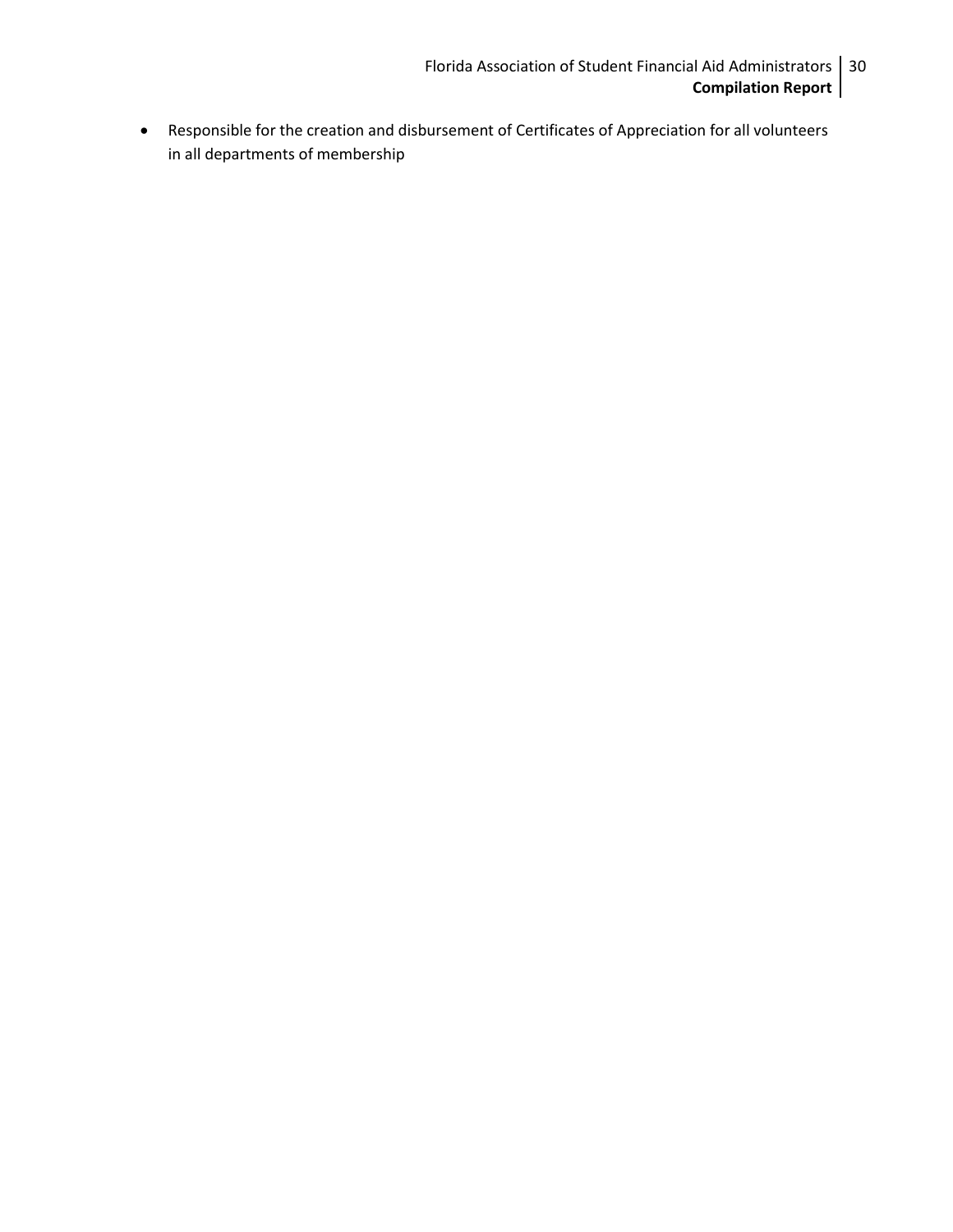- Responsible for the creation and disbursement of Certificates of Appreciation for all volunteers in all departments of membership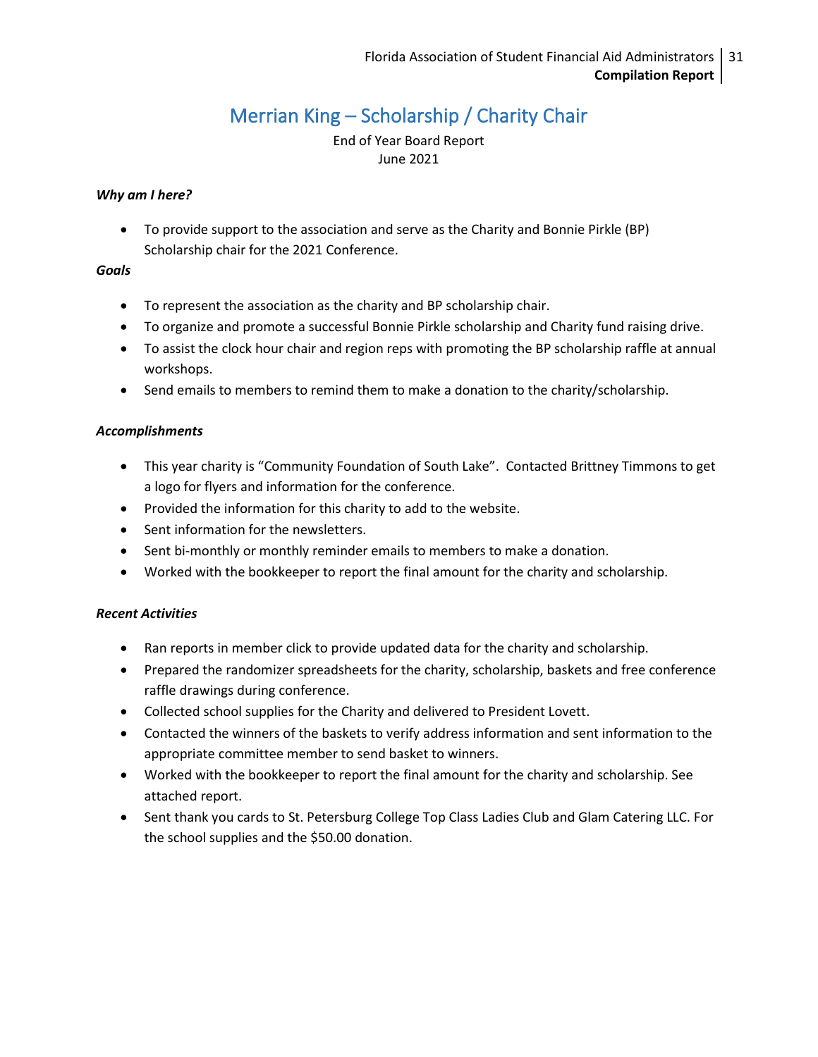# Merrian King – Scholarship / Charity Chair

End of Year Board Report
June 2021

***Why am I here?***

- To provide support to the association and serve as the Charity and Bonnie Pirkle (BP) Scholarship chair for the 2021 Conference.

***Goals***

- To represent the association as the charity and BP scholarship chair.
- To organize and promote a successful Bonnie Pirkle scholarship and Charity fund raising drive.
- To assist the clock hour chair and region reps with promoting the BP scholarship raffle at annual workshops.
- Send emails to members to remind them to make a donation to the charity/scholarship.

***Accomplishments***

- This year charity is "Community Foundation of South Lake". Contacted Brittney Timmons to get a logo for flyers and information for the conference.
- Provided the information for this charity to add to the website.
- Sent information for the newsletters.
- Sent bi-monthly or monthly reminder emails to members to make a donation.
- Worked with the bookkeeper to report the final amount for the charity and scholarship.

***Recent Activities***

- Ran reports in member click to provide updated data for the charity and scholarship.
- Prepared the randomizer spreadsheets for the charity, scholarship, baskets and free conference raffle drawings during conference.
- Collected school supplies for the Charity and delivered to President Lovett.
- Contacted the winners of the baskets to verify address information and sent information to the appropriate committee member to send basket to winners.
- Worked with the bookkeeper to report the final amount for the charity and scholarship. See attached report.
- Sent thank you cards to St. Petersburg College Top Class Ladies Club and Glam Catering LLC. For the school supplies and the $50.00 donation.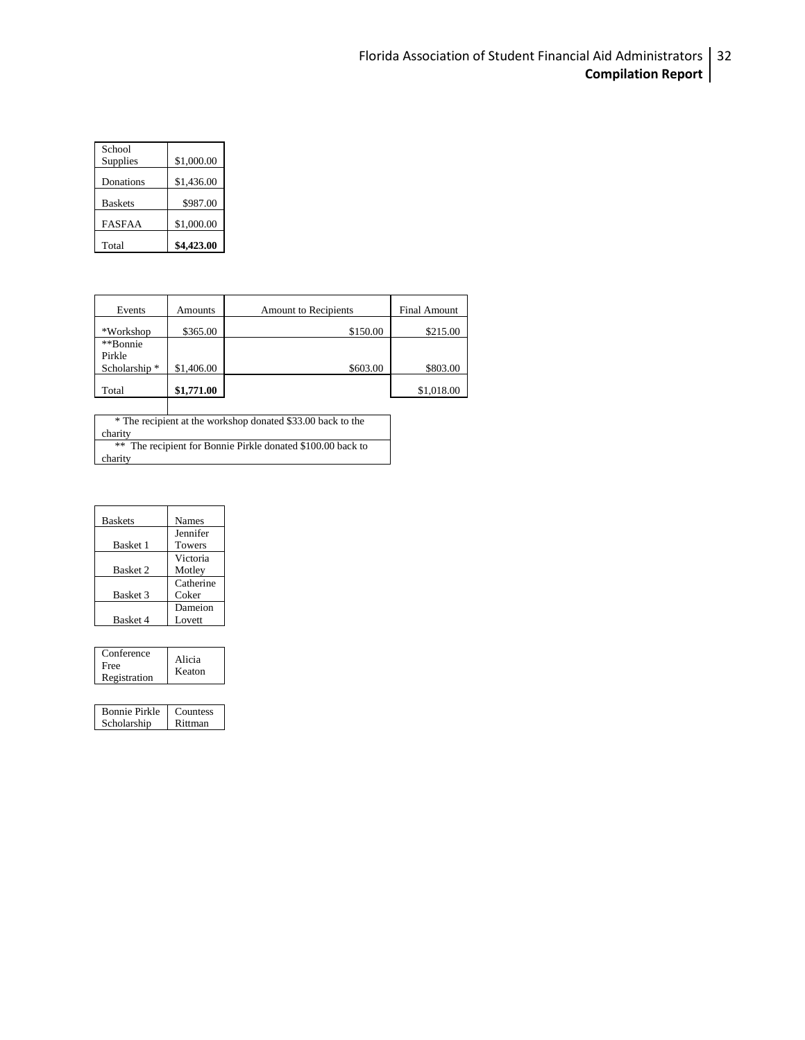| School Supplies | $1,000.00 |
|---|---|
| Donations | $1,436.00 |
| Baskets | $987.00 |
| FASFAA | $1,000.00 |
| Total | **$4,423.00** |

| Events | Amounts | Amount to Recipients | Final Amount |
|---|---|---|---|
| *Workshop | $365.00 | $150.00 | $215.00 |
| **Bonnie Pirkle Scholarship * | $1,406.00 | $603.00 | $803.00 |
| Total | **$1,771.00** | | $1,018.00 |

| * The recipient at the workshop donated $33.00 back to the charity |
|---|
| ** The recipient for Bonnie Pirkle donated $100.00 back to charity |

| Baskets | Names |
|---|---|
| Basket 1 | Jennifer Towers |
| Basket 2 | Victoria Motley |
| Basket 3 | Catherine Coker |
| Basket 4 | Dameion Lovett |

| Conference Free Registration | Alicia Keaton |
|---|---|

| Bonnie Pirkle Scholarship | Countess Rittman |
|---|---|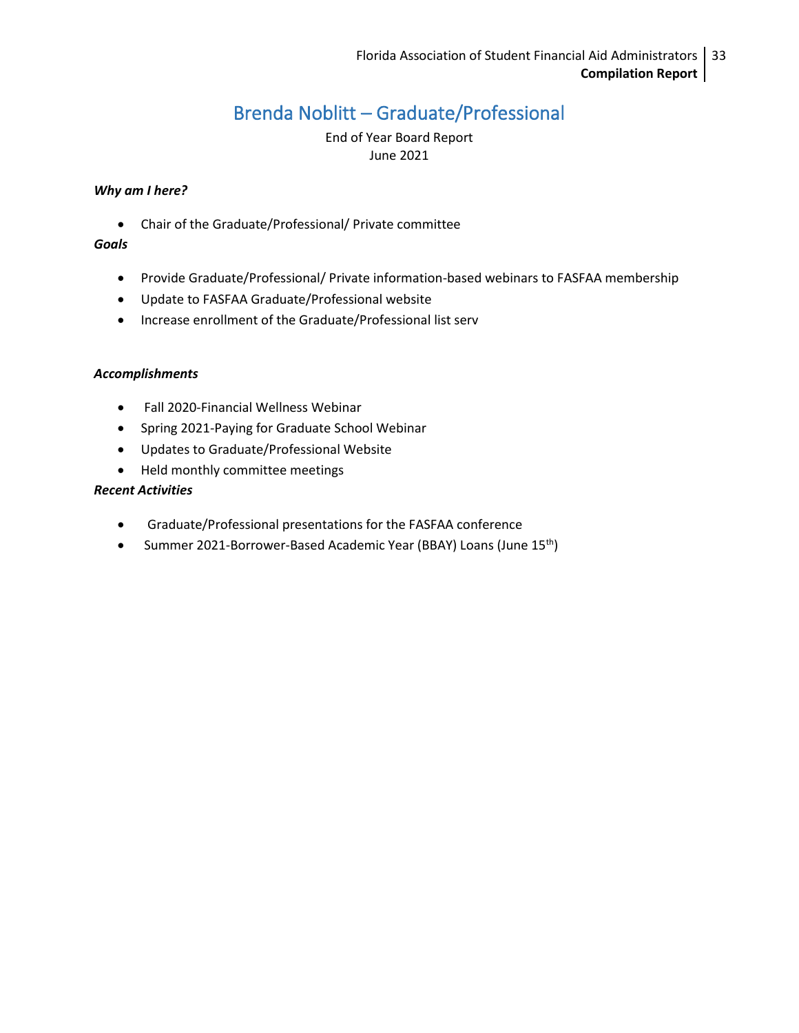# Brenda Noblitt – Graduate/Professional

End of Year Board Report
June 2021

***Why am I here?***

- Chair of the Graduate/Professional/ Private committee

***Goals***

- Provide Graduate/Professional/ Private information-based webinars to FASFAA membership
- Update to FASFAA Graduate/Professional website
- Increase enrollment of the Graduate/Professional list serv

***Accomplishments***

- Fall 2020-Financial Wellness Webinar
- Spring 2021-Paying for Graduate School Webinar
- Updates to Graduate/Professional Website
- Held monthly committee meetings

***Recent Activities***

- Graduate/Professional presentations for the FASFAA conference
- Summer 2021-Borrower-Based Academic Year (BBAY) Loans (June 15th)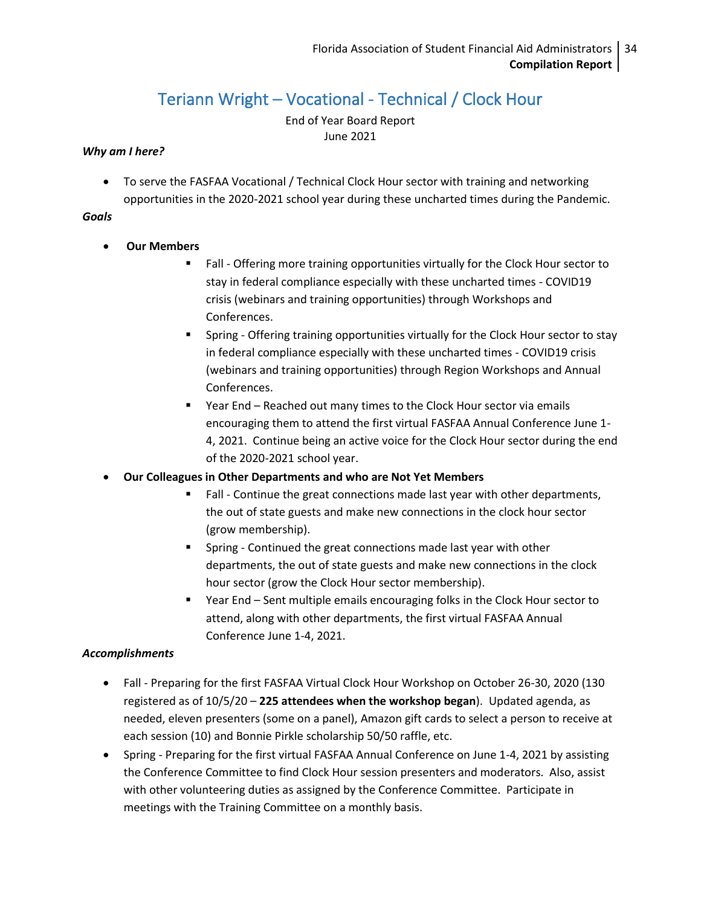# Teriann Wright – Vocational - Technical / Clock Hour

End of Year Board Report
June 2021

***Why am I here?***

- To serve the FASFAA Vocational / Technical Clock Hour sector with training and networking opportunities in the 2020-2021 school year during these uncharted times during the Pandemic.

***Goals***

- **Our Members**
    - Fall - Offering more training opportunities virtually for the Clock Hour sector to stay in federal compliance especially with these uncharted times - COVID19 crisis (webinars and training opportunities) through Workshops and Conferences.
    - Spring - Offering training opportunities virtually for the Clock Hour sector to stay in federal compliance especially with these uncharted times - COVID19 crisis (webinars and training opportunities) through Region Workshops and Annual Conferences.
    - Year End – Reached out many times to the Clock Hour sector via emails encouraging them to attend the first virtual FASFAA Annual Conference June 1-4, 2021. Continue being an active voice for the Clock Hour sector during the end of the 2020-2021 school year.
- **Our Colleagues in Other Departments and who are Not Yet Members**
    - Fall - Continue the great connections made last year with other departments, the out of state guests and make new connections in the clock hour sector (grow membership).
    - Spring - Continued the great connections made last year with other departments, the out of state guests and make new connections in the clock hour sector (grow the Clock Hour sector membership).
    - Year End – Sent multiple emails encouraging folks in the Clock Hour sector to attend, along with other departments, the first virtual FASFAA Annual Conference June 1-4, 2021.

***Accomplishments***

- Fall - Preparing for the first FASFAA Virtual Clock Hour Workshop on October 26-30, 2020 (130 registered as of 10/5/20 – **225 attendees when the workshop began**). Updated agenda, as needed, eleven presenters (some on a panel), Amazon gift cards to select a person to receive at each session (10) and Bonnie Pirkle scholarship 50/50 raffle, etc.
- Spring - Preparing for the first virtual FASFAA Annual Conference on June 1-4, 2021 by assisting the Conference Committee to find Clock Hour session presenters and moderators. Also, assist with other volunteering duties as assigned by the Conference Committee. Participate in meetings with the Training Committee on a monthly basis.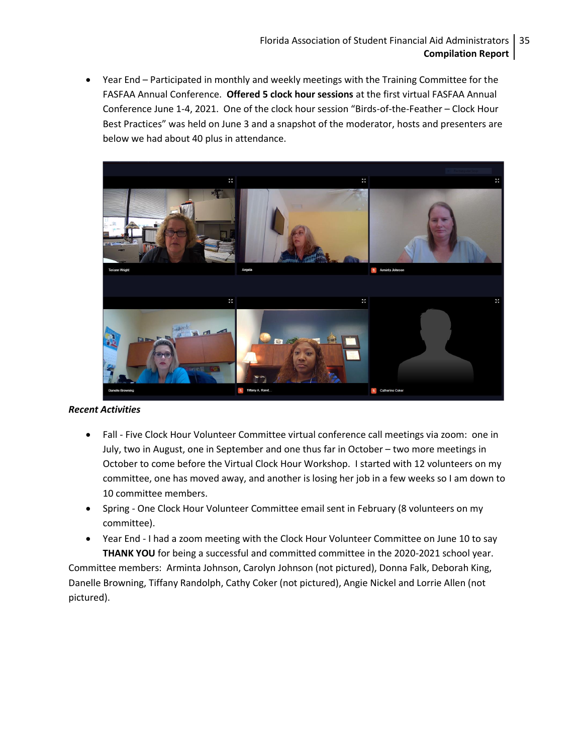- Year End – Participated in monthly and weekly meetings with the Training Committee for the FASFAA Annual Conference. **Offered 5 clock hour sessions** at the first virtual FASFAA Annual Conference June 1-4, 2021. One of the clock hour session "Birds-of-the-Feather – Clock Hour Best Practices" was held on June 3 and a snapshot of the moderator, hosts and presenters are below we had about 40 plus in attendance.

***Recent Activities***

- Fall - Five Clock Hour Volunteer Committee virtual conference call meetings via zoom: one in July, two in August, one in September and one thus far in October – two more meetings in October to come before the Virtual Clock Hour Workshop. I started with 12 volunteers on my committee, one has moved away, and another is losing her job in a few weeks so I am down to 10 committee members.
- Spring - One Clock Hour Volunteer Committee email sent in February (8 volunteers on my committee).
- Year End - I had a zoom meeting with the Clock Hour Volunteer Committee on June 10 to say **THANK YOU** for being a successful and committed committee in the 2020-2021 school year.

Committee members: Arminta Johnson, Carolyn Johnson (not pictured), Donna Falk, Deborah King, Danelle Browning, Tiffany Randolph, Cathy Coker (not pictured), Angie Nickel and Lorrie Allen (not pictured).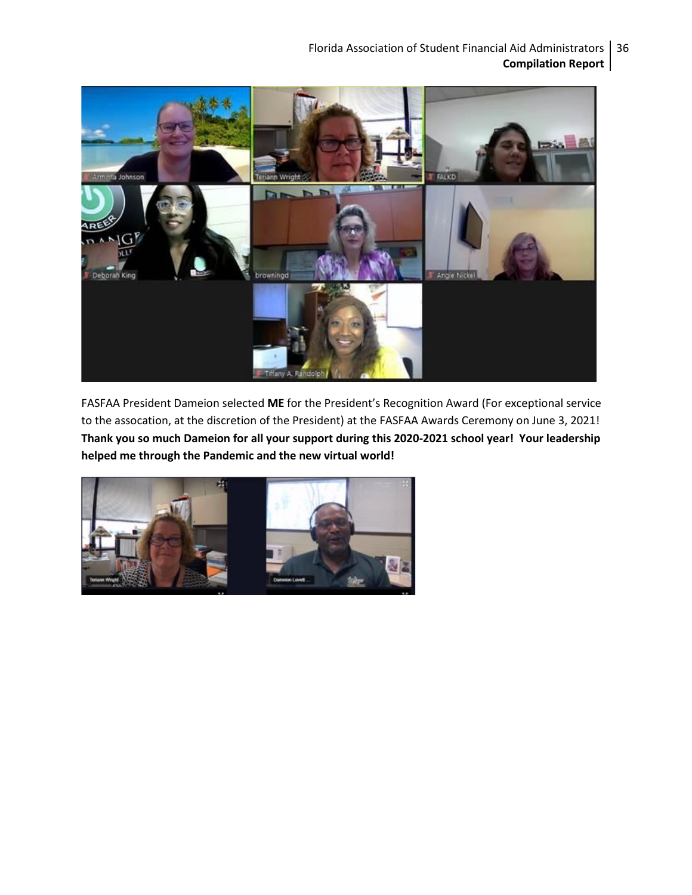FASFAA President Dameion selected **ME** for the President's Recognition Award (For exceptional service to the assocation, at the discretion of the President) at the FASFAA Awards Ceremony on June 3, 2021! **Thank you so much Dameion for all your support during this 2020-2021 school year! Your leadership helped me through the Pandemic and the new virtual world!**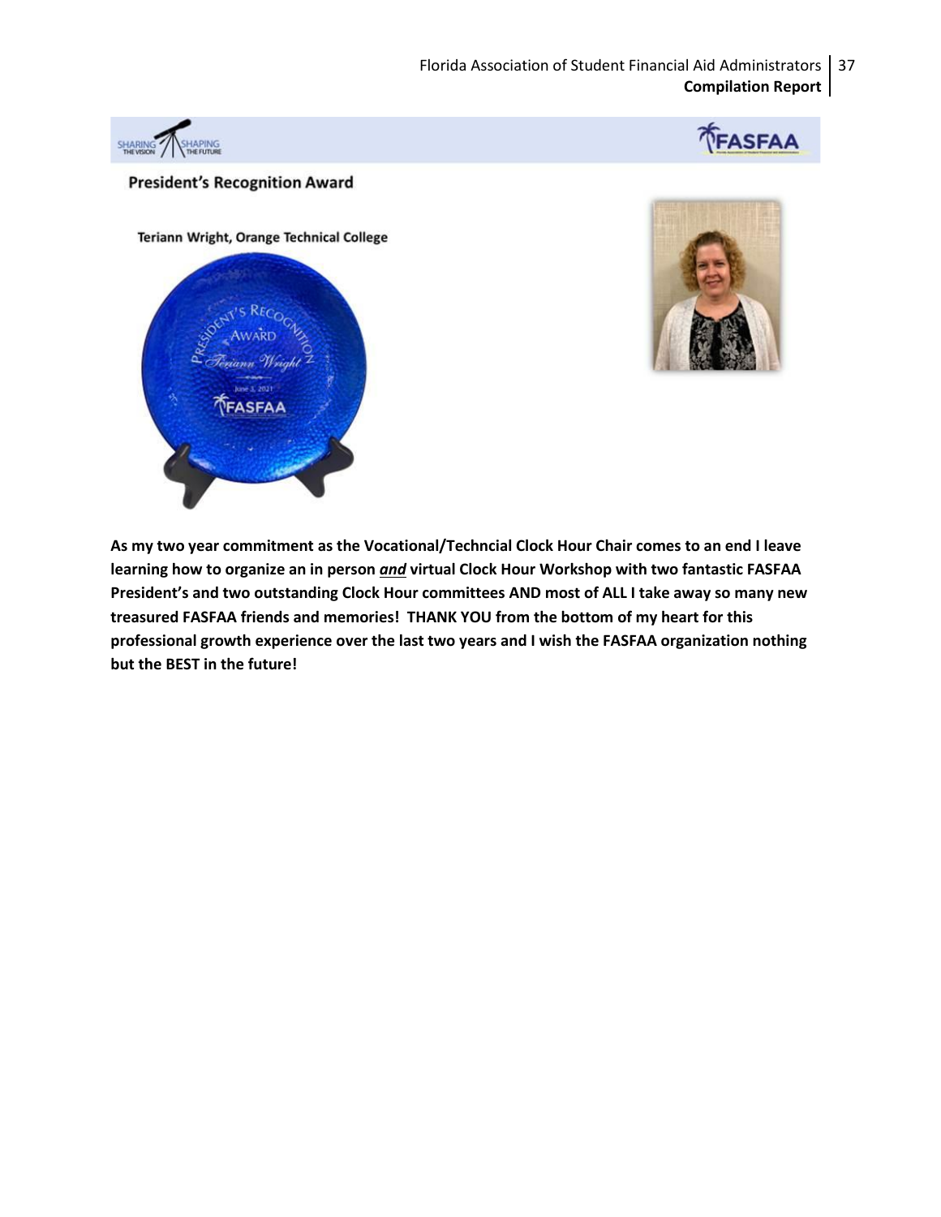## President's Recognition Award

Teriann Wright, Orange Technical College

**As my two year commitment as the Vocational/Techncial Clock Hour Chair comes to an end I leave learning how to organize an in person *and* virtual Clock Hour Workshop with two fantastic FASFAA President's and two outstanding Clock Hour committees AND most of ALL I take away so many new treasured FASFAA friends and memories! THANK YOU from the bottom of my heart for this professional growth experience over the last two years and I wish the FASFAA organization nothing but the BEST in the future!**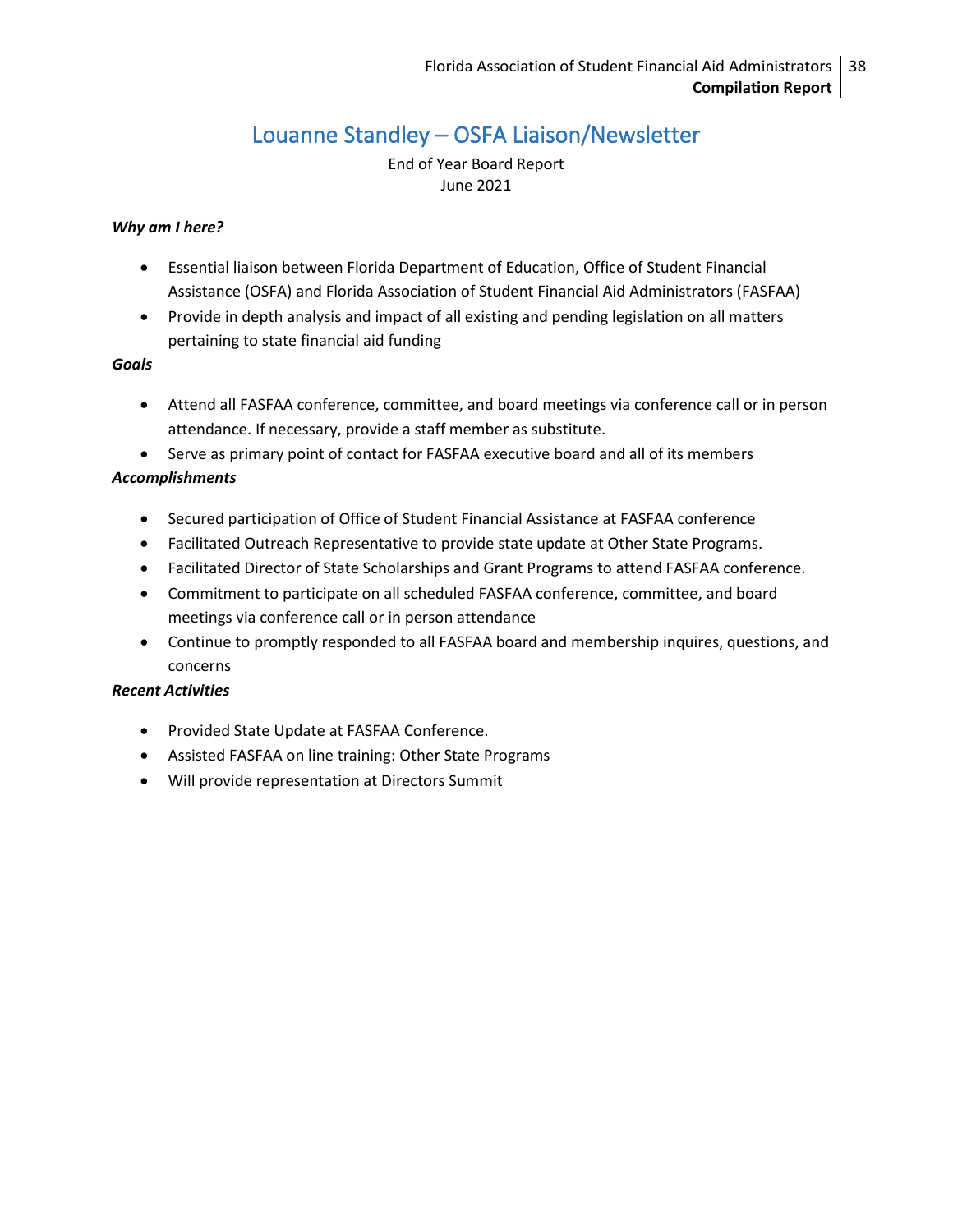# Louanne Standley – OSFA Liaison/Newsletter

End of Year Board Report
June 2021

***Why am I here?***

- Essential liaison between Florida Department of Education, Office of Student Financial Assistance (OSFA) and Florida Association of Student Financial Aid Administrators (FASFAA)
- Provide in depth analysis and impact of all existing and pending legislation on all matters pertaining to state financial aid funding

***Goals***

- Attend all FASFAA conference, committee, and board meetings via conference call or in person attendance. If necessary, provide a staff member as substitute.
- Serve as primary point of contact for FASFAA executive board and all of its members

***Accomplishments***

- Secured participation of Office of Student Financial Assistance at FASFAA conference
- Facilitated Outreach Representative to provide state update at Other State Programs.
- Facilitated Director of State Scholarships and Grant Programs to attend FASFAA conference.
- Commitment to participate on all scheduled FASFAA conference, committee, and board meetings via conference call or in person attendance
- Continue to promptly responded to all FASFAA board and membership inquires, questions, and concerns

***Recent Activities***

- Provided State Update at FASFAA Conference.
- Assisted FASFAA on line training: Other State Programs
- Will provide representation at Directors Summit